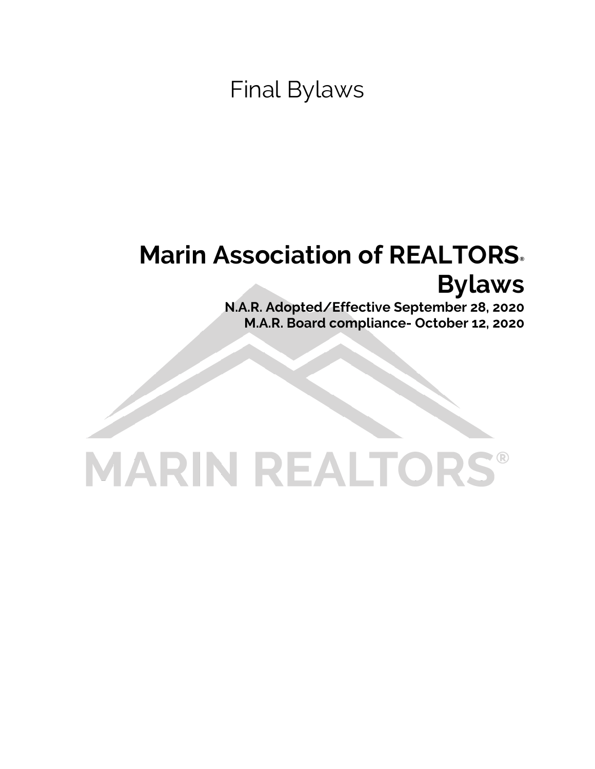Final Bylaws

# Marin Association of REALTORS® Bylaws

**N.A.R. Adopted/Effective September 28, 2020**
**M.A.R. Board compliance- October 12, 2020**

MARIN REALTORS®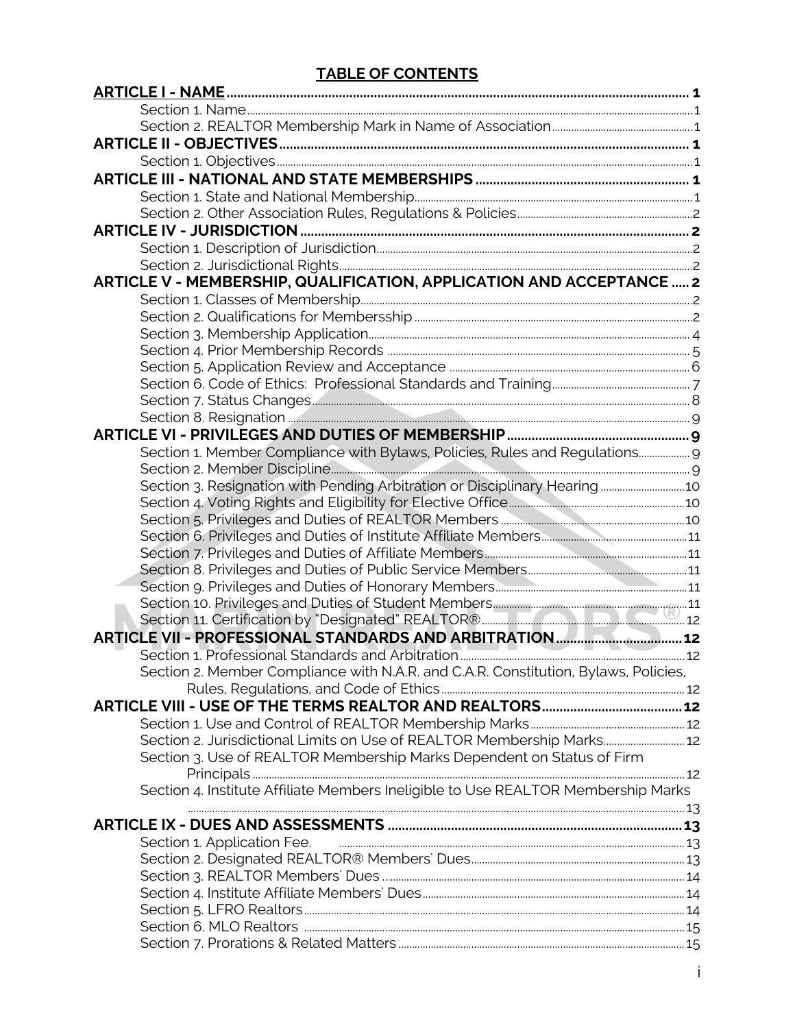## TABLE OF CONTENTS

**ARTICLE I - NAME** .......... 1
- Section 1. Name .......... 1
- Section 2. REALTOR Membership Mark in Name of Association .......... 1

**ARTICLE II - OBJECTIVES** .......... 1
- Section 1. Objectives .......... 1

**ARTICLE III - NATIONAL AND STATE MEMBERSHIPS** .......... 1
- Section 1. State and National Membership .......... 1
- Section 2. Other Association Rules, Regulations & Policies .......... 2

**ARTICLE IV - JURISDICTION** .......... 2
- Section 1. Description of Jurisdiction .......... 2
- Section 2. Jurisdictional Rights .......... 2

**ARTICLE V - MEMBERSHIP, QUALIFICATION, APPLICATION AND ACCEPTANCE** .......... 2
- Section 1. Classes of Membership .......... 2
- Section 2. Qualifications for Membersship .......... 2
- Section 3. Membership Application .......... 4
- Section 4. Prior Membership Records .......... 5
- Section 5. Application Review and Acceptance .......... 6
- Section 6. Code of Ethics: Professional Standards and Training .......... 7
- Section 7. Status Changes .......... 8
- Section 8. Resignation .......... 9

**ARTICLE VI - PRIVILEGES AND DUTIES OF MEMBERSHIP** .......... 9
- Section 1. Member Compliance with Bylaws, Policies, Rules and Regulations .......... 9
- Section 2. Member Discipline .......... 9
- Section 3. Resignation with Pending Arbitration or Disciplinary Hearing .......... 10
- Section 4. Voting Rights and Eligibility for Elective Office .......... 10
- Section 5. Privileges and Duties of REALTOR Members .......... 10
- Section 6. Privileges and Duties of Institute Affiliate Members .......... 11
- Section 7. Privileges and Duties of Affiliate Members .......... 11
- Section 8. Privileges and Duties of Public Service Members .......... 11
- Section 9. Privileges and Duties of Honorary Members .......... 11
- Section 10. Privileges and Duties of Student Members .......... 11
- Section 11. Certification by "Designated" REALTOR® .......... 12

**ARTICLE VII - PROFESSIONAL STANDARDS AND ARBITRATION** .......... 12
- Section 1. Professional Standards and Arbitration .......... 12
- Section 2. Member Compliance with N.A.R. and C.A.R. Constitution, Bylaws, Policies, Rules, Regulations, and Code of Ethics .......... 12

**ARTICLE VIII - USE OF THE TERMS REALTOR AND REALTORS** .......... 12
- Section 1. Use and Control of REALTOR Membership Marks .......... 12
- Section 2. Jurisdictional Limits on Use of REALTOR Membership Marks .......... 12
- Section 3. Use of REALTOR Membership Marks Dependent on Status of Firm Principals .......... 12
- Section 4. Institute Affiliate Members Ineligible to Use REALTOR Membership Marks .......... 13

**ARTICLE IX - DUES AND ASSESSMENTS** .......... 13
- Section 1. Application Fee. .......... 13
- Section 2. Designated REALTOR® Members' Dues .......... 13
- Section 3. REALTOR Members' Dues .......... 14
- Section 4. Institute Affiliate Members' Dues .......... 14
- Section 5. LFRO Realtors .......... 14
- Section 6. MLO Realtors .......... 15
- Section 7. Prorations & Related Matters .......... 15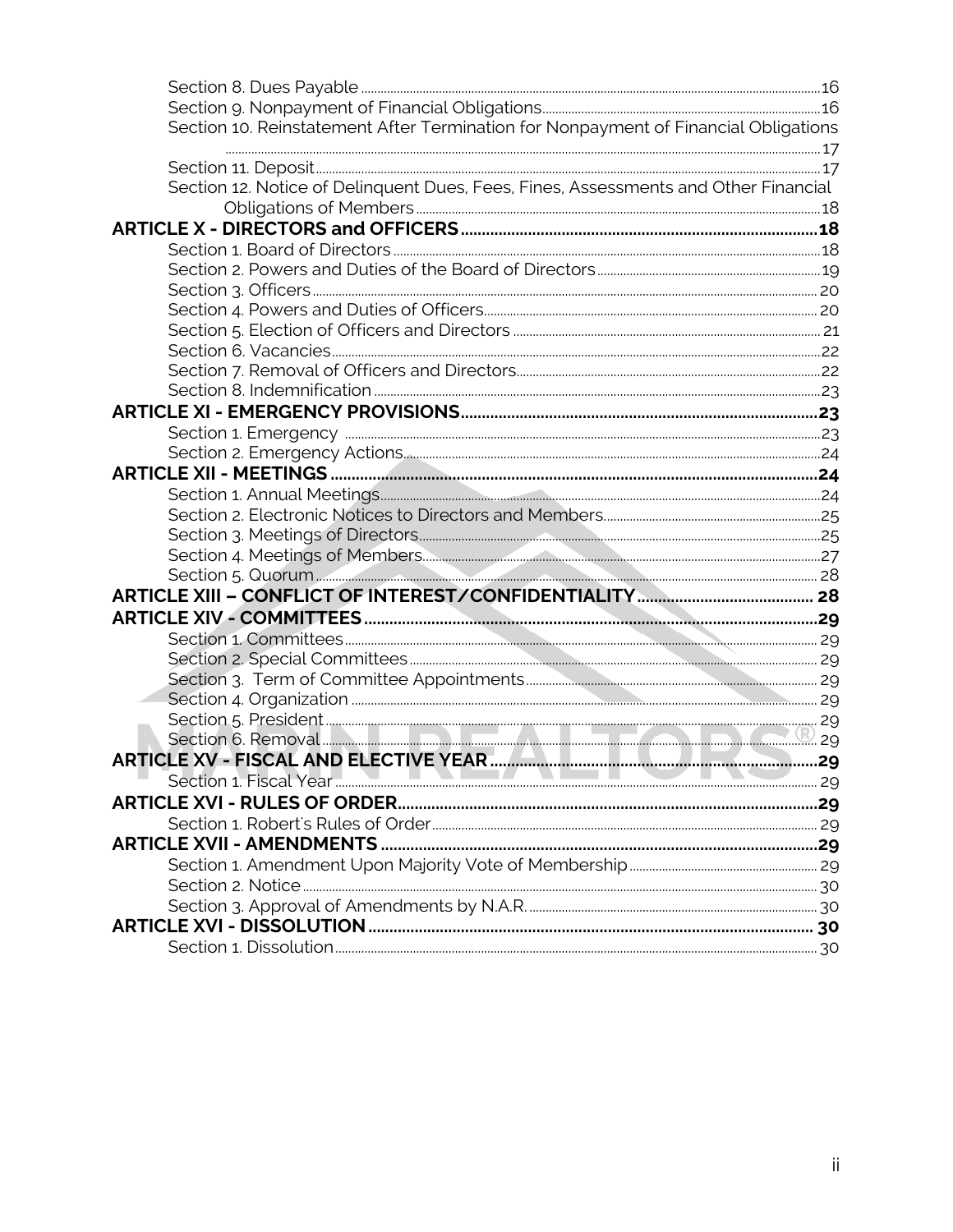Section 8. Dues Payable ..... 16
Section 9. Nonpayment of Financial Obligations ..... 16
Section 10. Reinstatement After Termination for Nonpayment of Financial Obligations ..... 17
Section 11. Deposit ..... 17
Section 12. Notice of Delinquent Dues, Fees, Fines, Assessments and Other Financial Obligations of Members ..... 18

**ARTICLE X - DIRECTORS and OFFICERS ..... 18**

Section 1. Board of Directors ..... 18
Section 2. Powers and Duties of the Board of Directors ..... 19
Section 3. Officers ..... 20
Section 4. Powers and Duties of Officers ..... 20
Section 5. Election of Officers and Directors ..... 21
Section 6. Vacancies ..... 22
Section 7. Removal of Officers and Directors ..... 22
Section 8. Indemnification ..... 23

**ARTICLE XI - EMERGENCY PROVISIONS ..... 23**

Section 1. Emergency ..... 23
Section 2. Emergency Actions ..... 24

**ARTICLE XII - MEETINGS ..... 24**

Section 1. Annual Meetings ..... 24
Section 2. Electronic Notices to Directors and Members ..... 25
Section 3. Meetings of Directors ..... 25
Section 4. Meetings of Members ..... 27
Section 5. Quorum ..... 28

**ARTICLE XIII – CONFLICT OF INTEREST/CONFIDENTIALITY ..... 28**

**ARTICLE XIV - COMMITTEES ..... 29**

Section 1. Committees ..... 29
Section 2. Special Committees ..... 29
Section 3. Term of Committee Appointments ..... 29
Section 4. Organization ..... 29
Section 5. President ..... 29
Section 6. Removal ..... 29

**ARTICLE XV - FISCAL AND ELECTIVE YEAR ..... 29**

Section 1. Fiscal Year ..... 29

**ARTICLE XVI - RULES OF ORDER ..... 29**

Section 1. Robert's Rules of Order ..... 29

**ARTICLE XVII - AMENDMENTS ..... 29**

Section 1. Amendment Upon Majority Vote of Membership ..... 29
Section 2. Notice ..... 30
Section 3. Approval of Amendments by N.A.R. ..... 30

**ARTICLE XVI - DISSOLUTION ..... 30**

Section 1. Dissolution ..... 30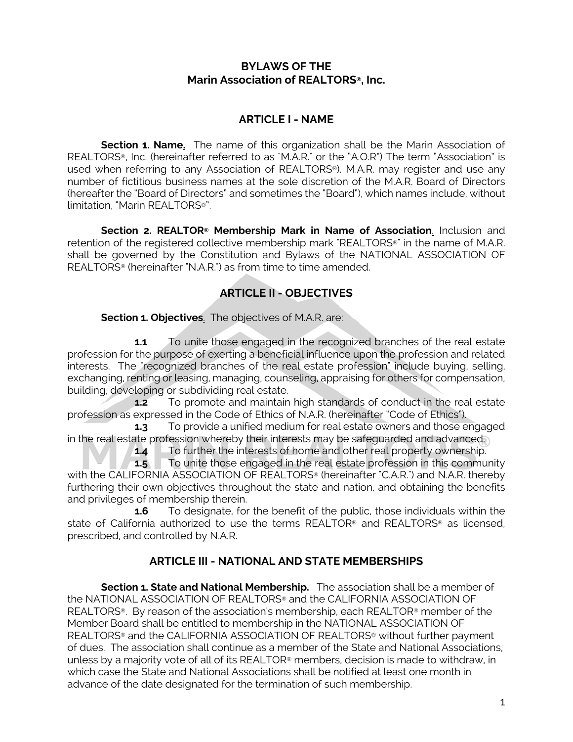# BYLAWS OF THE
# Marin Association of REALTORS®, Inc.

## ARTICLE I - NAME

**Section 1. Name.** The name of this organization shall be the Marin Association of REALTORS®, Inc. (hereinafter referred to as "M.A.R." or the "A.O.R") The term "Association" is used when referring to any Association of REALTORS®). M.A.R. may register and use any number of fictitious business names at the sole discretion of the M.A.R. Board of Directors (hereafter the "Board of Directors" and sometimes the "Board"), which names include, without limitation, "Marin REALTORS®".

**Section 2. REALTOR® Membership Mark in Name of Association.** Inclusion and retention of the registered collective membership mark "REALTORS®" in the name of M.A.R. shall be governed by the Constitution and Bylaws of the NATIONAL ASSOCIATION OF REALTORS® (hereinafter "N.A.R.") as from time to time amended.

## ARTICLE II - OBJECTIVES

**Section 1. Objectives.** The objectives of M.A.R. are:

**1.1** To unite those engaged in the recognized branches of the real estate profession for the purpose of exerting a beneficial influence upon the profession and related interests. The "recognized branches of the real estate profession" include buying, selling, exchanging, renting or leasing, managing, counseling, appraising for others for compensation, building, developing or subdividing real estate.

**1.2** To promote and maintain high standards of conduct in the real estate profession as expressed in the Code of Ethics of N.A.R. (hereinafter "Code of Ethics").

**1.3** To provide a unified medium for real estate owners and those engaged in the real estate profession whereby their interests may be safeguarded and advanced.

**1.4** To further the interests of home and other real property ownership.

**1.5** To unite those engaged in the real estate profession in this community with the CALIFORNIA ASSOCIATION OF REALTORS® (hereinafter "C.A.R.") and N.A.R. thereby furthering their own objectives throughout the state and nation, and obtaining the benefits and privileges of membership therein.

**1.6** To designate, for the benefit of the public, those individuals within the state of California authorized to use the terms REALTOR® and REALTORS® as licensed, prescribed, and controlled by N.A.R.

## ARTICLE III - NATIONAL AND STATE MEMBERSHIPS

**Section 1. State and National Membership.** The association shall be a member of the NATIONAL ASSOCIATION OF REALTORS® and the CALIFORNIA ASSOCIATION OF REALTORS®. By reason of the association's membership, each REALTOR® member of the Member Board shall be entitled to membership in the NATIONAL ASSOCIATION OF REALTORS® and the CALIFORNIA ASSOCIATION OF REALTORS® without further payment of dues. The association shall continue as a member of the State and National Associations, unless by a majority vote of all of its REALTOR® members, decision is made to withdraw, in which case the State and National Associations shall be notified at least one month in advance of the date designated for the termination of such membership.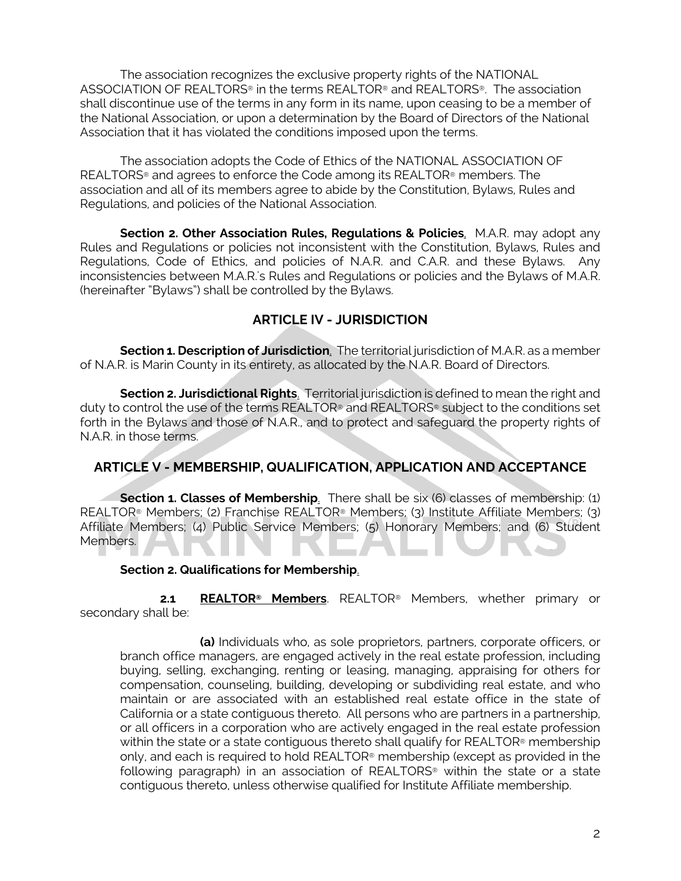The association recognizes the exclusive property rights of the NATIONAL ASSOCIATION OF REALTORS® in the terms REALTOR® and REALTORS®. The association shall discontinue use of the terms in any form in its name, upon ceasing to be a member of the National Association, or upon a determination by the Board of Directors of the National Association that it has violated the conditions imposed upon the terms.

The association adopts the Code of Ethics of the NATIONAL ASSOCIATION OF REALTORS® and agrees to enforce the Code among its REALTOR® members. The association and all of its members agree to abide by the Constitution, Bylaws, Rules and Regulations, and policies of the National Association.

**Section 2. Other Association Rules, Regulations & Policies**. M.A.R. may adopt any Rules and Regulations or policies not inconsistent with the Constitution, Bylaws, Rules and Regulations, Code of Ethics, and policies of N.A.R. and C.A.R. and these Bylaws. Any inconsistencies between M.A.R.'s Rules and Regulations or policies and the Bylaws of M.A.R. (hereinafter "Bylaws") shall be controlled by the Bylaws.

## ARTICLE IV - JURISDICTION

**Section 1. Description of Jurisdiction**. The territorial jurisdiction of M.A.R. as a member of N.A.R. is Marin County in its entirety, as allocated by the N.A.R. Board of Directors.

**Section 2. Jurisdictional Rights**. Territorial jurisdiction is defined to mean the right and duty to control the use of the terms REALTOR® and REALTORS® subject to the conditions set forth in the Bylaws and those of N.A.R., and to protect and safeguard the property rights of N.A.R. in those terms.

## ARTICLE V - MEMBERSHIP, QUALIFICATION, APPLICATION AND ACCEPTANCE

**Section 1. Classes of Membership**. There shall be six (6) classes of membership: (1) REALTOR® Members; (2) Franchise REALTOR® Members; (3) Institute Affiliate Members; (3) Affiliate Members; (4) Public Service Members; (5) Honorary Members; and (6) Student Members.

**Section 2. Qualifications for Membership**.

**2.1 REALTOR® Members**. REALTOR® Members, whether primary or secondary shall be:

**(a)** Individuals who, as sole proprietors, partners, corporate officers, or branch office managers, are engaged actively in the real estate profession, including buying, selling, exchanging, renting or leasing, managing, appraising for others for compensation, counseling, building, developing or subdividing real estate, and who maintain or are associated with an established real estate office in the state of California or a state contiguous thereto. All persons who are partners in a partnership, or all officers in a corporation who are actively engaged in the real estate profession within the state or a state contiguous thereto shall qualify for REALTOR® membership only, and each is required to hold REALTOR® membership (except as provided in the following paragraph) in an association of REALTORS® within the state or a state contiguous thereto, unless otherwise qualified for Institute Affiliate membership.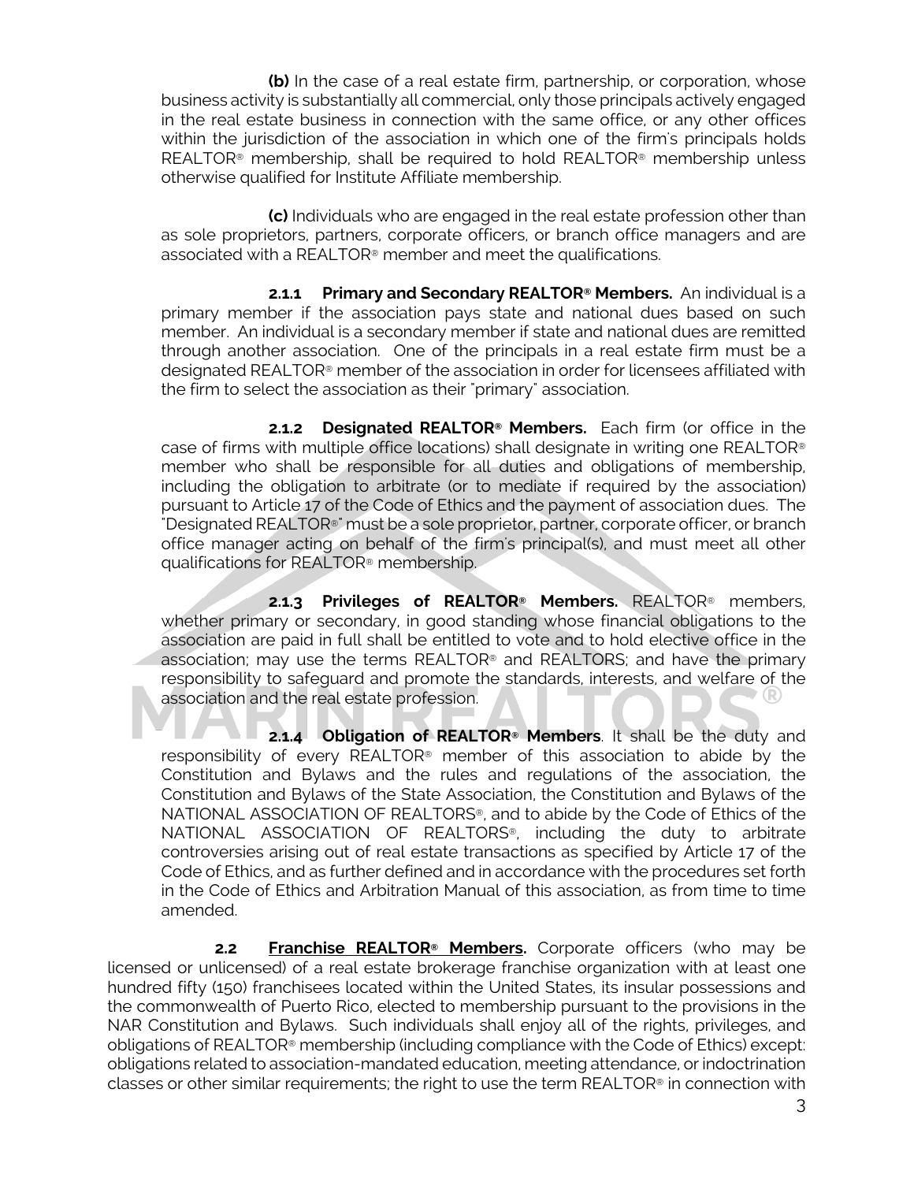**(b)** In the case of a real estate firm, partnership, or corporation, whose business activity is substantially all commercial, only those principals actively engaged in the real estate business in connection with the same office, or any other offices within the jurisdiction of the association in which one of the firm's principals holds REALTOR® membership, shall be required to hold REALTOR® membership unless otherwise qualified for Institute Affiliate membership.

**(c)** Individuals who are engaged in the real estate profession other than as sole proprietors, partners, corporate officers, or branch office managers and are associated with a REALTOR® member and meet the qualifications.

**2.1.1 Primary and Secondary REALTOR® Members.** An individual is a primary member if the association pays state and national dues based on such member. An individual is a secondary member if state and national dues are remitted through another association. One of the principals in a real estate firm must be a designated REALTOR® member of the association in order for licensees affiliated with the firm to select the association as their "primary" association.

**2.1.2 Designated REALTOR® Members.** Each firm (or office in the case of firms with multiple office locations) shall designate in writing one REALTOR® member who shall be responsible for all duties and obligations of membership, including the obligation to arbitrate (or to mediate if required by the association) pursuant to Article 17 of the Code of Ethics and the payment of association dues. The "Designated REALTOR®" must be a sole proprietor, partner, corporate officer, or branch office manager acting on behalf of the firm's principal(s), and must meet all other qualifications for REALTOR® membership.

**2.1.3 Privileges of REALTOR® Members.** REALTOR® members, whether primary or secondary, in good standing whose financial obligations to the association are paid in full shall be entitled to vote and to hold elective office in the association; may use the terms REALTOR® and REALTORS; and have the primary responsibility to safeguard and promote the standards, interests, and welfare of the association and the real estate profession.

**2.1.4 Obligation of REALTOR® Members**. It shall be the duty and responsibility of every REALTOR® member of this association to abide by the Constitution and Bylaws and the rules and regulations of the association, the Constitution and Bylaws of the State Association, the Constitution and Bylaws of the NATIONAL ASSOCIATION OF REALTORS®, and to abide by the Code of Ethics of the NATIONAL ASSOCIATION OF REALTORS®, including the duty to arbitrate controversies arising out of real estate transactions as specified by Article 17 of the Code of Ethics, and as further defined and in accordance with the procedures set forth in the Code of Ethics and Arbitration Manual of this association, as from time to time amended.

**2.2 <u>Franchise REALTOR® Members</u>.** Corporate officers (who may be licensed or unlicensed) of a real estate brokerage franchise organization with at least one hundred fifty (150) franchisees located within the United States, its insular possessions and the commonwealth of Puerto Rico, elected to membership pursuant to the provisions in the NAR Constitution and Bylaws. Such individuals shall enjoy all of the rights, privileges, and obligations of REALTOR® membership (including compliance with the Code of Ethics) except: obligations related to association-mandated education, meeting attendance, or indoctrination classes or other similar requirements; the right to use the term REALTOR® in connection with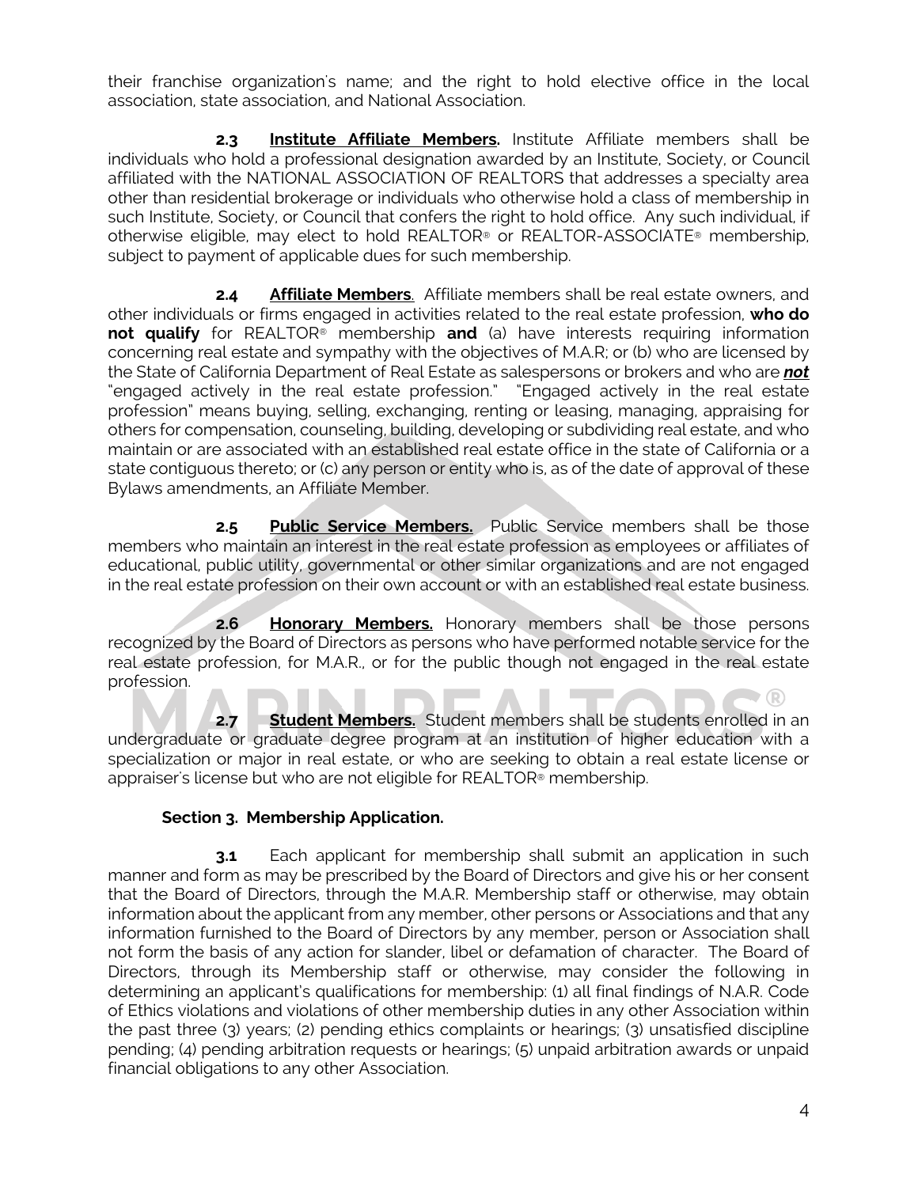their franchise organization's name; and the right to hold elective office in the local association, state association, and National Association.

**2.3** **Institute Affiliate Members.** Institute Affiliate members shall be individuals who hold a professional designation awarded by an Institute, Society, or Council affiliated with the NATIONAL ASSOCIATION OF REALTORS that addresses a specialty area other than residential brokerage or individuals who otherwise hold a class of membership in such Institute, Society, or Council that confers the right to hold office. Any such individual, if otherwise eligible, may elect to hold REALTOR® or REALTOR-ASSOCIATE® membership, subject to payment of applicable dues for such membership.

**2.4** **Affiliate Members**. Affiliate members shall be real estate owners, and other individuals or firms engaged in activities related to the real estate profession, **who do not qualify** for REALTOR® membership **and** (a) have interests requiring information concerning real estate and sympathy with the objectives of M.A.R; or (b) who are licensed by the State of California Department of Real Estate as salespersons or brokers and who are ***not*** "engaged actively in the real estate profession." "Engaged actively in the real estate profession" means buying, selling, exchanging, renting or leasing, managing, appraising for others for compensation, counseling, building, developing or subdividing real estate, and who maintain or are associated with an established real estate office in the state of California or a state contiguous thereto; or (c) any person or entity who is, as of the date of approval of these Bylaws amendments, an Affiliate Member.

**2.5** **Public Service Members.** Public Service members shall be those members who maintain an interest in the real estate profession as employees or affiliates of educational, public utility, governmental or other similar organizations and are not engaged in the real estate profession on their own account or with an established real estate business.

**2.6** **Honorary Members.** Honorary members shall be those persons recognized by the Board of Directors as persons who have performed notable service for the real estate profession, for M.A.R., or for the public though not engaged in the real estate profession.

**2.7** **Student Members.** Student members shall be students enrolled in an undergraduate or graduate degree program at an institution of higher education with a specialization or major in real estate, or who are seeking to obtain a real estate license or appraiser's license but who are not eligible for REALTOR® membership.

### Section 3. Membership Application.

**3.1** Each applicant for membership shall submit an application in such manner and form as may be prescribed by the Board of Directors and give his or her consent that the Board of Directors, through the M.A.R. Membership staff or otherwise, may obtain information about the applicant from any member, other persons or Associations and that any information furnished to the Board of Directors by any member, person or Association shall not form the basis of any action for slander, libel or defamation of character. The Board of Directors, through its Membership staff or otherwise, may consider the following in determining an applicant's qualifications for membership: (1) all final findings of N.A.R. Code of Ethics violations and violations of other membership duties in any other Association within the past three (3) years; (2) pending ethics complaints or hearings; (3) unsatisfied discipline pending; (4) pending arbitration requests or hearings; (5) unpaid arbitration awards or unpaid financial obligations to any other Association.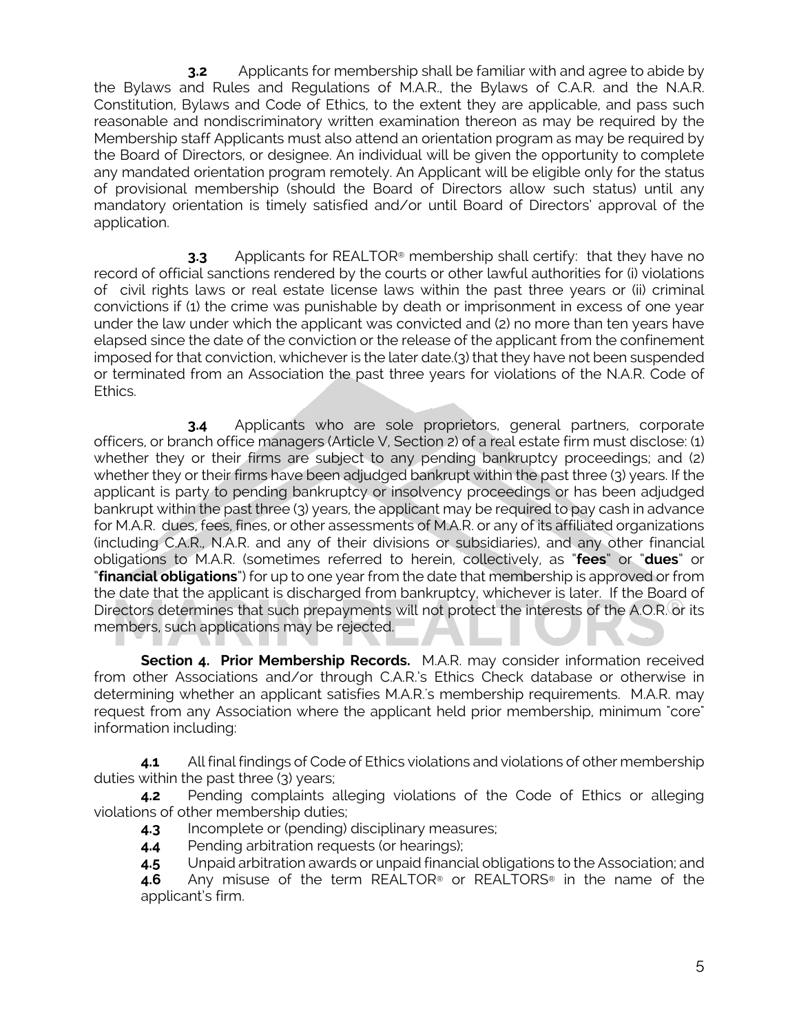**3.2** Applicants for membership shall be familiar with and agree to abide by the Bylaws and Rules and Regulations of M.A.R., the Bylaws of C.A.R. and the N.A.R. Constitution, Bylaws and Code of Ethics, to the extent they are applicable, and pass such reasonable and nondiscriminatory written examination thereon as may be required by the Membership staff Applicants must also attend an orientation program as may be required by the Board of Directors, or designee. An individual will be given the opportunity to complete any mandated orientation program remotely. An Applicant will be eligible only for the status of provisional membership (should the Board of Directors allow such status) until any mandatory orientation is timely satisfied and/or until Board of Directors' approval of the application.

**3.3** Applicants for REALTOR® membership shall certify: that they have no record of official sanctions rendered by the courts or other lawful authorities for (i) violations of civil rights laws or real estate license laws within the past three years or (ii) criminal convictions if (1) the crime was punishable by death or imprisonment in excess of one year under the law under which the applicant was convicted and (2) no more than ten years have elapsed since the date of the conviction or the release of the applicant from the confinement imposed for that conviction, whichever is the later date.(3) that they have not been suspended or terminated from an Association the past three years for violations of the N.A.R. Code of Ethics.

**3.4** Applicants who are sole proprietors, general partners, corporate officers, or branch office managers (Article V, Section 2) of a real estate firm must disclose: (1) whether they or their firms are subject to any pending bankruptcy proceedings; and (2) whether they or their firms have been adjudged bankrupt within the past three (3) years. If the applicant is party to pending bankruptcy or insolvency proceedings or has been adjudged bankrupt within the past three (3) years, the applicant may be required to pay cash in advance for M.A.R. dues, fees, fines, or other assessments of M.A.R. or any of its affiliated organizations (including C.A.R., N.A.R. and any of their divisions or subsidiaries), and any other financial obligations to M.A.R. (sometimes referred to herein, collectively, as "**fees**" or "**dues**" or "**financial obligations**") for up to one year from the date that membership is approved or from the date that the applicant is discharged from bankruptcy, whichever is later. If the Board of Directors determines that such prepayments will not protect the interests of the A.O.R. or its members, such applications may be rejected.

**Section 4. Prior Membership Records.** M.A.R. may consider information received from other Associations and/or through C.A.R.'s Ethics Check database or otherwise in determining whether an applicant satisfies M.A.R.'s membership requirements. M.A.R. may request from any Association where the applicant held prior membership, minimum "core" information including:

**4.1** All final findings of Code of Ethics violations and violations of other membership duties within the past three (3) years;

**4.2** Pending complaints alleging violations of the Code of Ethics or alleging violations of other membership duties;

**4.3** Incomplete or (pending) disciplinary measures;

**4.4** Pending arbitration requests (or hearings);

**4.5** Unpaid arbitration awards or unpaid financial obligations to the Association; and

**4.6** Any misuse of the term REALTOR® or REALTORS® in the name of the applicant's firm.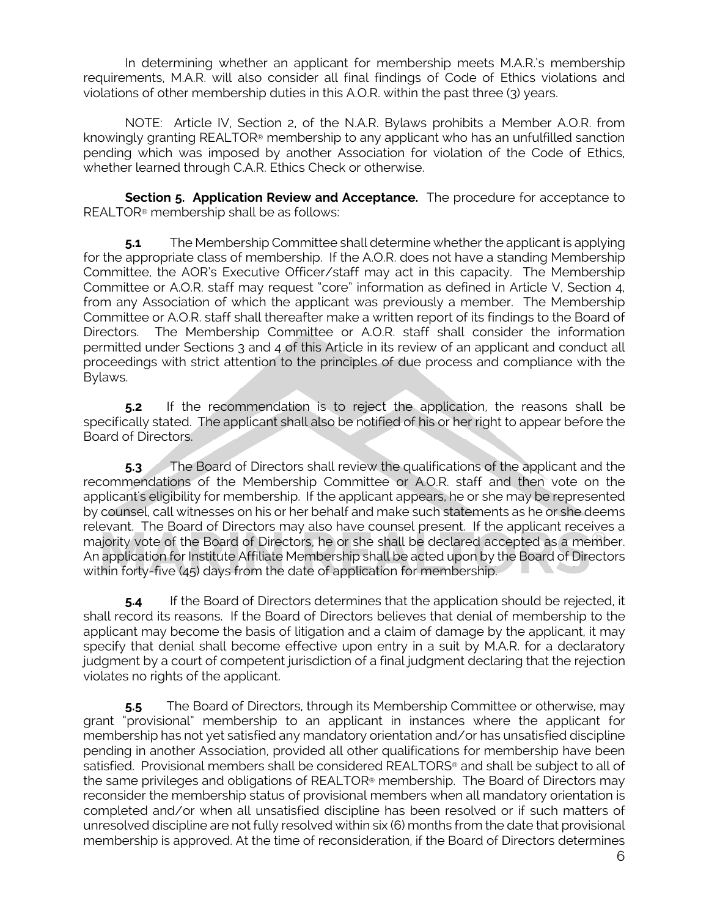In determining whether an applicant for membership meets M.A.R.'s membership requirements, M.A.R. will also consider all final findings of Code of Ethics violations and violations of other membership duties in this A.O.R. within the past three (3) years.

NOTE: Article IV, Section 2, of the N.A.R. Bylaws prohibits a Member A.O.R. from knowingly granting REALTOR® membership to any applicant who has an unfulfilled sanction pending which was imposed by another Association for violation of the Code of Ethics, whether learned through C.A.R. Ethics Check or otherwise.

**Section 5. Application Review and Acceptance.** The procedure for acceptance to REALTOR® membership shall be as follows:

**5.1** The Membership Committee shall determine whether the applicant is applying for the appropriate class of membership. If the A.O.R. does not have a standing Membership Committee, the AOR's Executive Officer/staff may act in this capacity. The Membership Committee or A.O.R. staff may request "core" information as defined in Article V, Section 4, from any Association of which the applicant was previously a member. The Membership Committee or A.O.R. staff shall thereafter make a written report of its findings to the Board of Directors. The Membership Committee or A.O.R. staff shall consider the information permitted under Sections 3 and 4 of this Article in its review of an applicant and conduct all proceedings with strict attention to the principles of due process and compliance with the Bylaws.

**5.2** If the recommendation is to reject the application, the reasons shall be specifically stated. The applicant shall also be notified of his or her right to appear before the Board of Directors.

**5.3** The Board of Directors shall review the qualifications of the applicant and the recommendations of the Membership Committee or A.O.R. staff and then vote on the applicant's eligibility for membership. If the applicant appears, he or she may be represented by counsel, call witnesses on his or her behalf and make such statements as he or she deems relevant. The Board of Directors may also have counsel present. If the applicant receives a majority vote of the Board of Directors, he or she shall be declared accepted as a member. An application for Institute Affiliate Membership shall be acted upon by the Board of Directors within forty-five (45) days from the date of application for membership.

**5.4** If the Board of Directors determines that the application should be rejected, it shall record its reasons. If the Board of Directors believes that denial of membership to the applicant may become the basis of litigation and a claim of damage by the applicant, it may specify that denial shall become effective upon entry in a suit by M.A.R. for a declaratory judgment by a court of competent jurisdiction of a final judgment declaring that the rejection violates no rights of the applicant.

**5.5** The Board of Directors, through its Membership Committee or otherwise, may grant "provisional" membership to an applicant in instances where the applicant for membership has not yet satisfied any mandatory orientation and/or has unsatisfied discipline pending in another Association, provided all other qualifications for membership have been satisfied. Provisional members shall be considered REALTORS® and shall be subject to all of the same privileges and obligations of REALTOR® membership. The Board of Directors may reconsider the membership status of provisional members when all mandatory orientation is completed and/or when all unsatisfied discipline has been resolved or if such matters of unresolved discipline are not fully resolved within six (6) months from the date that provisional membership is approved. At the time of reconsideration, if the Board of Directors determines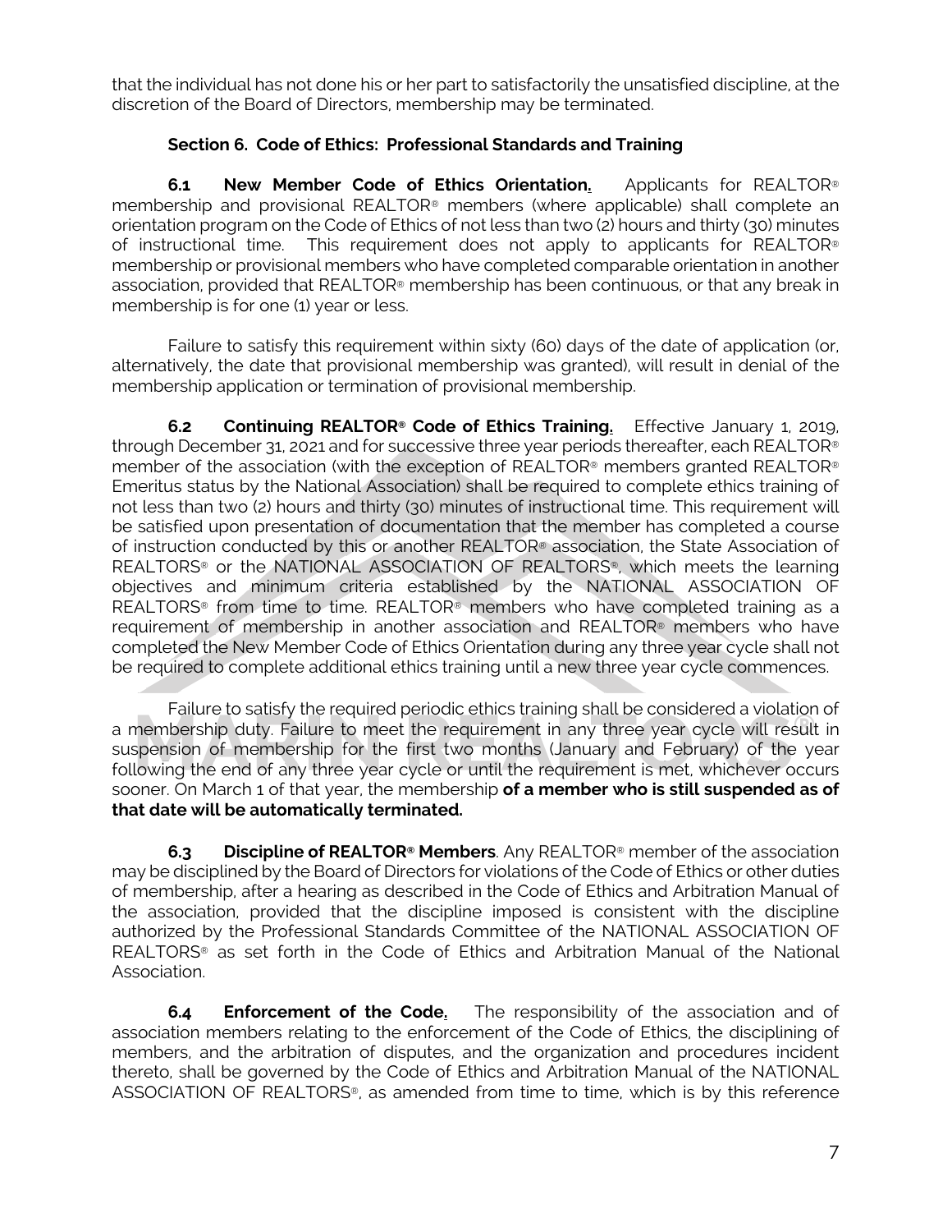that the individual has not done his or her part to satisfactorily the unsatisfied discipline, at the discretion of the Board of Directors, membership may be terminated.

### Section 6. Code of Ethics: Professional Standards and Training

**6.1 New Member Code of Ethics Orientation.** Applicants for REALTOR® membership and provisional REALTOR® members (where applicable) shall complete an orientation program on the Code of Ethics of not less than two (2) hours and thirty (30) minutes of instructional time. This requirement does not apply to applicants for REALTOR® membership or provisional members who have completed comparable orientation in another association, provided that REALTOR® membership has been continuous, or that any break in membership is for one (1) year or less.

Failure to satisfy this requirement within sixty (60) days of the date of application (or, alternatively, the date that provisional membership was granted), will result in denial of the membership application or termination of provisional membership.

**6.2 Continuing REALTOR® Code of Ethics Training.** Effective January 1, 2019, through December 31, 2021 and for successive three year periods thereafter, each REALTOR® member of the association (with the exception of REALTOR® members granted REALTOR® Emeritus status by the National Association) shall be required to complete ethics training of not less than two (2) hours and thirty (30) minutes of instructional time. This requirement will be satisfied upon presentation of documentation that the member has completed a course of instruction conducted by this or another REALTOR® association, the State Association of REALTORS® or the NATIONAL ASSOCIATION OF REALTORS®, which meets the learning objectives and minimum criteria established by the NATIONAL ASSOCIATION OF REALTORS® from time to time. REALTOR® members who have completed training as a requirement of membership in another association and REALTOR® members who have completed the New Member Code of Ethics Orientation during any three year cycle shall not be required to complete additional ethics training until a new three year cycle commences.

Failure to satisfy the required periodic ethics training shall be considered a violation of a membership duty. Failure to meet the requirement in any three year cycle will result in suspension of membership for the first two months (January and February) of the year following the end of any three year cycle or until the requirement is met, whichever occurs sooner. On March 1 of that year, the membership **of a member who is still suspended as of that date will be automatically terminated.**

**6.3 Discipline of REALTOR® Members**. Any REALTOR® member of the association may be disciplined by the Board of Directors for violations of the Code of Ethics or other duties of membership, after a hearing as described in the Code of Ethics and Arbitration Manual of the association, provided that the discipline imposed is consistent with the discipline authorized by the Professional Standards Committee of the NATIONAL ASSOCIATION OF REALTORS® as set forth in the Code of Ethics and Arbitration Manual of the National Association.

**6.4 Enforcement of the Code.** The responsibility of the association and of association members relating to the enforcement of the Code of Ethics, the disciplining of members, and the arbitration of disputes, and the organization and procedures incident thereto, shall be governed by the Code of Ethics and Arbitration Manual of the NATIONAL ASSOCIATION OF REALTORS®, as amended from time to time, which is by this reference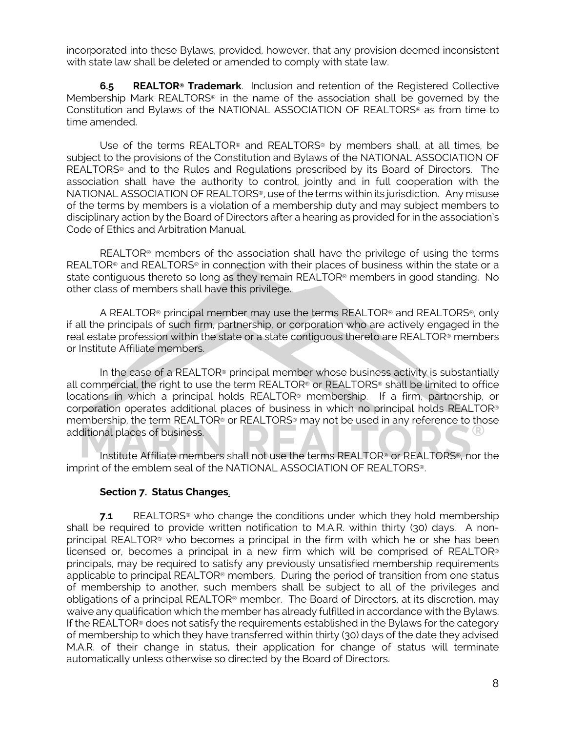incorporated into these Bylaws, provided, however, that any provision deemed inconsistent with state law shall be deleted or amended to comply with state law.

**6.5 REALTOR® Trademark**. Inclusion and retention of the Registered Collective Membership Mark REALTORS® in the name of the association shall be governed by the Constitution and Bylaws of the NATIONAL ASSOCIATION OF REALTORS® as from time to time amended.

Use of the terms REALTOR® and REALTORS® by members shall, at all times, be subject to the provisions of the Constitution and Bylaws of the NATIONAL ASSOCIATION OF REALTORS® and to the Rules and Regulations prescribed by its Board of Directors. The association shall have the authority to control, jointly and in full cooperation with the NATIONAL ASSOCIATION OF REALTORS®, use of the terms within its jurisdiction. Any misuse of the terms by members is a violation of a membership duty and may subject members to disciplinary action by the Board of Directors after a hearing as provided for in the association's Code of Ethics and Arbitration Manual.

REALTOR® members of the association shall have the privilege of using the terms REALTOR® and REALTORS® in connection with their places of business within the state or a state contiguous thereto so long as they remain REALTOR® members in good standing. No other class of members shall have this privilege.

A REALTOR® principal member may use the terms REALTOR® and REALTORS®, only if all the principals of such firm, partnership, or corporation who are actively engaged in the real estate profession within the state or a state contiguous thereto are REALTOR® members or Institute Affiliate members.

In the case of a REALTOR® principal member whose business activity is substantially all commercial, the right to use the term REALTOR® or REALTORS® shall be limited to office locations in which a principal holds REALTOR® membership. If a firm, partnership, or corporation operates additional places of business in which no principal holds REALTOR® membership, the term REALTOR® or REALTORS® may not be used in any reference to those additional places of business.

Institute Affiliate members shall not use the terms REALTOR® or REALTORS®, nor the imprint of the emblem seal of the NATIONAL ASSOCIATION OF REALTORS®.

**Section 7. Status Changes.**

**7.1** REALTORS® who change the conditions under which they hold membership shall be required to provide written notification to M.A.R. within thirty (30) days. A non-principal REALTOR® who becomes a principal in the firm with which he or she has been licensed or, becomes a principal in a new firm which will be comprised of REALTOR® principals, may be required to satisfy any previously unsatisfied membership requirements applicable to principal REALTOR® members. During the period of transition from one status of membership to another, such members shall be subject to all of the privileges and obligations of a principal REALTOR® member. The Board of Directors, at its discretion, may waive any qualification which the member has already fulfilled in accordance with the Bylaws. If the REALTOR® does not satisfy the requirements established in the Bylaws for the category of membership to which they have transferred within thirty (30) days of the date they advised M.A.R. of their change in status, their application for change of status will terminate automatically unless otherwise so directed by the Board of Directors.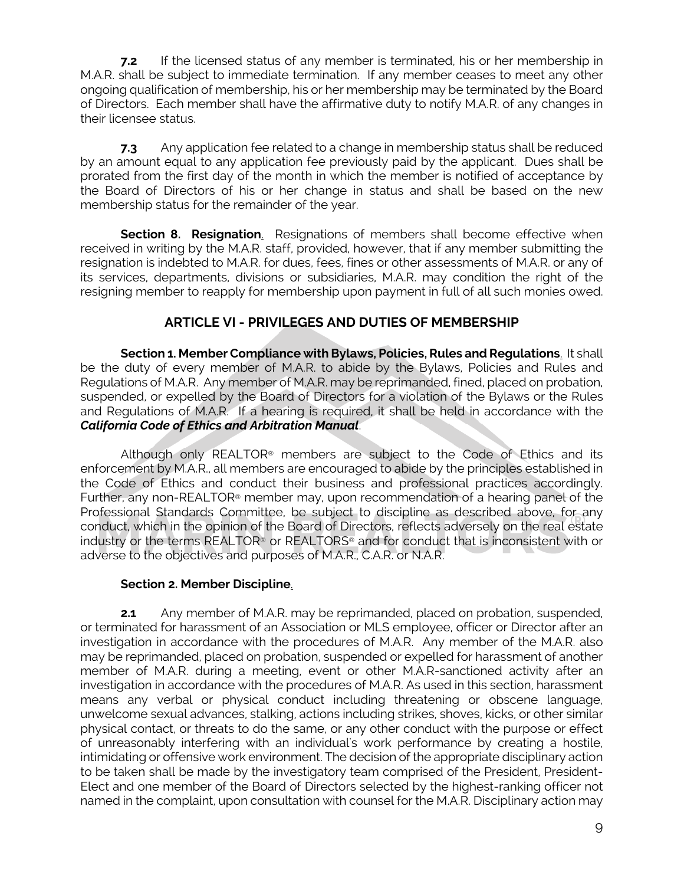**7.2** If the licensed status of any member is terminated, his or her membership in M.A.R. shall be subject to immediate termination. If any member ceases to meet any other ongoing qualification of membership, his or her membership may be terminated by the Board of Directors. Each member shall have the affirmative duty to notify M.A.R. of any changes in their licensee status.

**7.3** Any application fee related to a change in membership status shall be reduced by an amount equal to any application fee previously paid by the applicant. Dues shall be prorated from the first day of the month in which the member is notified of acceptance by the Board of Directors of his or her change in status and shall be based on the new membership status for the remainder of the year.

**Section 8. Resignation**. Resignations of members shall become effective when received in writing by the M.A.R. staff, provided, however, that if any member submitting the resignation is indebted to M.A.R. for dues, fees, fines or other assessments of M.A.R. or any of its services, departments, divisions or subsidiaries, M.A.R. may condition the right of the resigning member to reapply for membership upon payment in full of all such monies owed.

## ARTICLE VI - PRIVILEGES AND DUTIES OF MEMBERSHIP

**Section 1. Member Compliance with Bylaws, Policies, Rules and Regulations**. It shall be the duty of every member of M.A.R. to abide by the Bylaws, Policies and Rules and Regulations of M.A.R. Any member of M.A.R. may be reprimanded, fined, placed on probation, suspended, or expelled by the Board of Directors for a violation of the Bylaws or the Rules and Regulations of M.A.R. If a hearing is required, it shall be held in accordance with the ***California Code of Ethics and Arbitration Manual***.

Although only REALTOR® members are subject to the Code of Ethics and its enforcement by M.A.R., all members are encouraged to abide by the principles established in the Code of Ethics and conduct their business and professional practices accordingly. Further, any non-REALTOR® member may, upon recommendation of a hearing panel of the Professional Standards Committee, be subject to discipline as described above, for any conduct, which in the opinion of the Board of Directors, reflects adversely on the real estate industry or the terms REALTOR® or REALTORS® and for conduct that is inconsistent with or adverse to the objectives and purposes of M.A.R., C.A.R. or N.A.R.

**Section 2. Member Discipline**.

**2.1** Any member of M.A.R. may be reprimanded, placed on probation, suspended, or terminated for harassment of an Association or MLS employee, officer or Director after an investigation in accordance with the procedures of M.A.R. Any member of the M.A.R. also may be reprimanded, placed on probation, suspended or expelled for harassment of another member of M.A.R. during a meeting, event or other M.A.R-sanctioned activity after an investigation in accordance with the procedures of M.A.R. As used in this section, harassment means any verbal or physical conduct including threatening or obscene language, unwelcome sexual advances, stalking, actions including strikes, shoves, kicks, or other similar physical contact, or threats to do the same, or any other conduct with the purpose or effect of unreasonably interfering with an individual's work performance by creating a hostile, intimidating or offensive work environment. The decision of the appropriate disciplinary action to be taken shall be made by the investigatory team comprised of the President, President-Elect and one member of the Board of Directors selected by the highest-ranking officer not named in the complaint, upon consultation with counsel for the M.A.R. Disciplinary action may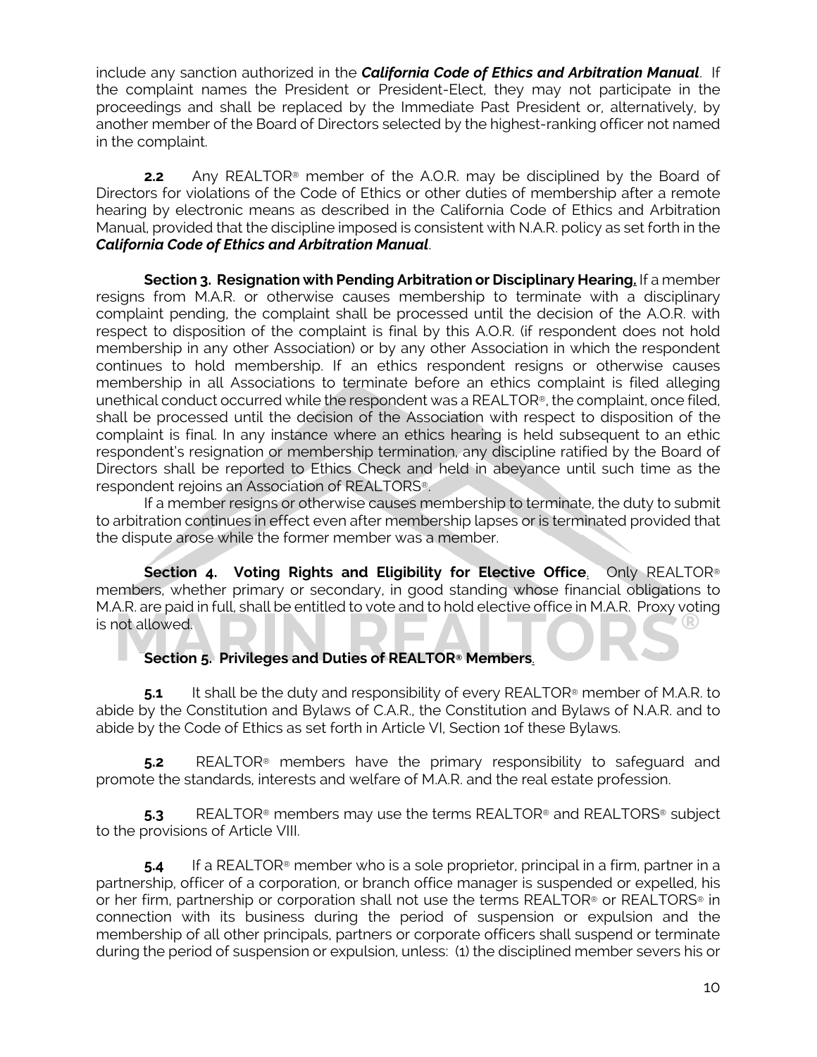include any sanction authorized in the ***California Code of Ethics and Arbitration Manual***. If the complaint names the President or President-Elect, they may not participate in the proceedings and shall be replaced by the Immediate Past President or, alternatively, by another member of the Board of Directors selected by the highest-ranking officer not named in the complaint.

**2.2** Any REALTOR® member of the A.O.R. may be disciplined by the Board of Directors for violations of the Code of Ethics or other duties of membership after a remote hearing by electronic means as described in the California Code of Ethics and Arbitration Manual, provided that the discipline imposed is consistent with N.A.R. policy as set forth in the ***California Code of Ethics and Arbitration Manual***.

**Section 3. Resignation with Pending Arbitration or Disciplinary Hearing.** If a member resigns from M.A.R. or otherwise causes membership to terminate with a disciplinary complaint pending, the complaint shall be processed until the decision of the A.O.R. with respect to disposition of the complaint is final by this A.O.R. (if respondent does not hold membership in any other Association) or by any other Association in which the respondent continues to hold membership. If an ethics respondent resigns or otherwise causes membership in all Associations to terminate before an ethics complaint is filed alleging unethical conduct occurred while the respondent was a REALTOR®, the complaint, once filed, shall be processed until the decision of the Association with respect to disposition of the complaint is final. In any instance where an ethics hearing is held subsequent to an ethic respondent's resignation or membership termination, any discipline ratified by the Board of Directors shall be reported to Ethics Check and held in abeyance until such time as the respondent rejoins an Association of REALTORS®.

If a member resigns or otherwise causes membership to terminate, the duty to submit to arbitration continues in effect even after membership lapses or is terminated provided that the dispute arose while the former member was a member.

**Section 4. Voting Rights and Eligibility for Elective Office.** Only REALTOR® members, whether primary or secondary, in good standing whose financial obligations to M.A.R. are paid in full, shall be entitled to vote and to hold elective office in M.A.R. Proxy voting is not allowed.

**Section 5. Privileges and Duties of REALTOR® Members.**

**5.1** It shall be the duty and responsibility of every REALTOR® member of M.A.R. to abide by the Constitution and Bylaws of C.A.R., the Constitution and Bylaws of N.A.R. and to abide by the Code of Ethics as set forth in Article VI, Section 1of these Bylaws.

**5.2** REALTOR® members have the primary responsibility to safeguard and promote the standards, interests and welfare of M.A.R. and the real estate profession.

**5.3** REALTOR® members may use the terms REALTOR® and REALTORS® subject to the provisions of Article VIII.

**5.4** If a REALTOR® member who is a sole proprietor, principal in a firm, partner in a partnership, officer of a corporation, or branch office manager is suspended or expelled, his or her firm, partnership or corporation shall not use the terms REALTOR® or REALTORS® in connection with its business during the period of suspension or expulsion and the membership of all other principals, partners or corporate officers shall suspend or terminate during the period of suspension or expulsion, unless: (1) the disciplined member severs his or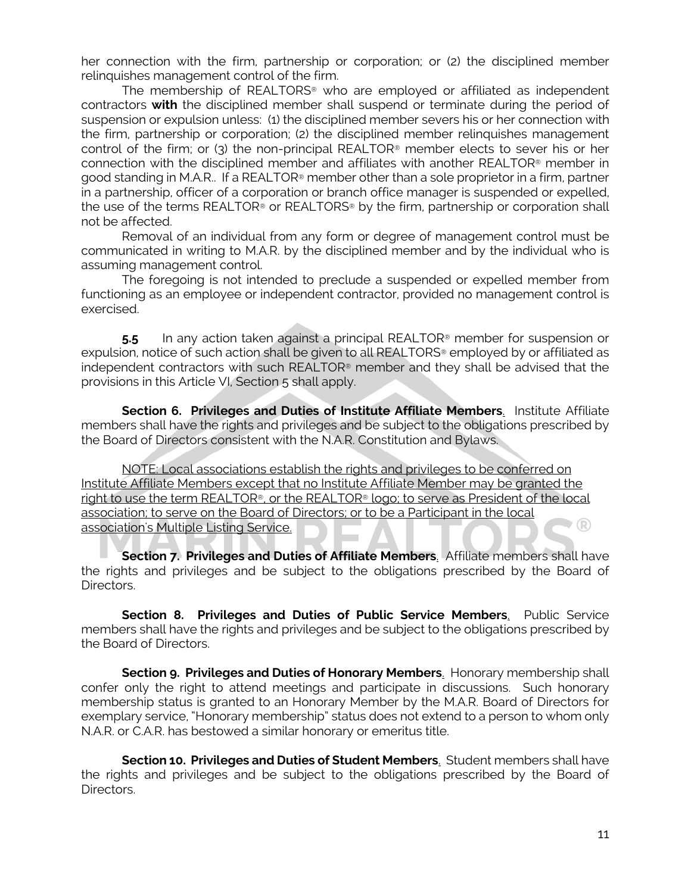her connection with the firm, partnership or corporation; or (2) the disciplined member relinquishes management control of the firm.

The membership of REALTORS® who are employed or affiliated as independent contractors **with** the disciplined member shall suspend or terminate during the period of suspension or expulsion unless: (1) the disciplined member severs his or her connection with the firm, partnership or corporation; (2) the disciplined member relinquishes management control of the firm; or (3) the non-principal REALTOR® member elects to sever his or her connection with the disciplined member and affiliates with another REALTOR® member in good standing in M.A.R.. If a REALTOR® member other than a sole proprietor in a firm, partner in a partnership, officer of a corporation or branch office manager is suspended or expelled, the use of the terms REALTOR® or REALTORS® by the firm, partnership or corporation shall not be affected.

Removal of an individual from any form or degree of management control must be communicated in writing to M.A.R. by the disciplined member and by the individual who is assuming management control.

The foregoing is not intended to preclude a suspended or expelled member from functioning as an employee or independent contractor, provided no management control is exercised.

**5.5** In any action taken against a principal REALTOR® member for suspension or expulsion, notice of such action shall be given to all REALTORS® employed by or affiliated as independent contractors with such REALTOR® member and they shall be advised that the provisions in this Article VI, Section 5 shall apply.

**Section 6. Privileges and Duties of Institute Affiliate Members**. Institute Affiliate members shall have the rights and privileges and be subject to the obligations prescribed by the Board of Directors consistent with the N.A.R. Constitution and Bylaws.

NOTE: Local associations establish the rights and privileges to be conferred on Institute Affiliate Members except that no Institute Affiliate Member may be granted the right to use the term REALTOR®, or the REALTOR® logo; to serve as President of the local association; to serve on the Board of Directors; or to be a Participant in the local association's Multiple Listing Service.

**Section 7. Privileges and Duties of Affiliate Members**. Affiliate members shall have the rights and privileges and be subject to the obligations prescribed by the Board of Directors.

**Section 8. Privileges and Duties of Public Service Members**. Public Service members shall have the rights and privileges and be subject to the obligations prescribed by the Board of Directors.

**Section 9. Privileges and Duties of Honorary Members**. Honorary membership shall confer only the right to attend meetings and participate in discussions. Such honorary membership status is granted to an Honorary Member by the M.A.R. Board of Directors for exemplary service, "Honorary membership" status does not extend to a person to whom only N.A.R. or C.A.R. has bestowed a similar honorary or emeritus title.

**Section 10. Privileges and Duties of Student Members**. Student members shall have the rights and privileges and be subject to the obligations prescribed by the Board of Directors.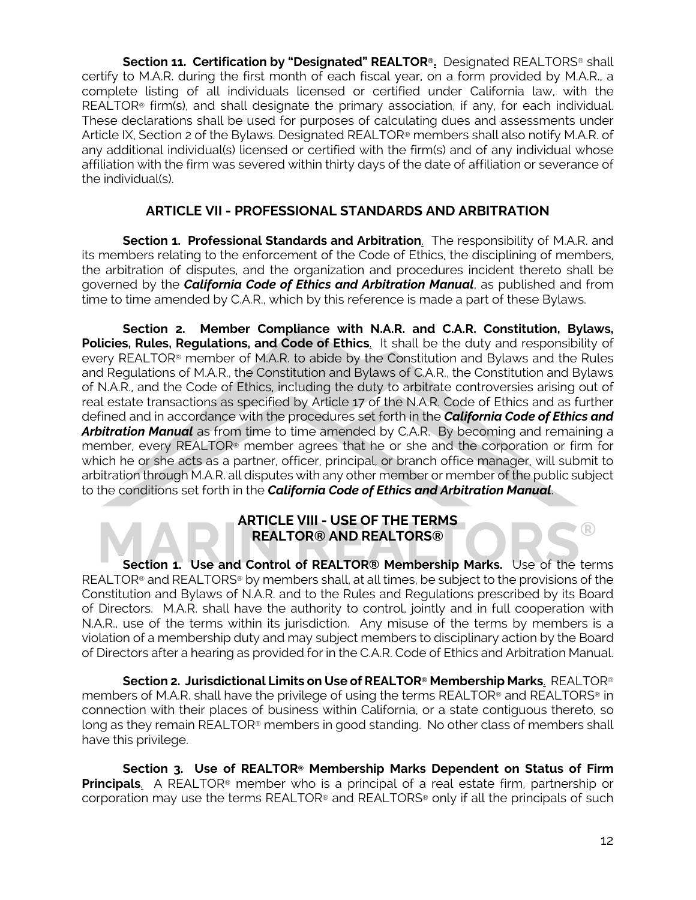**Section 11. Certification by "Designated" REALTOR®.** Designated REALTORS® shall certify to M.A.R. during the first month of each fiscal year, on a form provided by M.A.R., a complete listing of all individuals licensed or certified under California law, with the REALTOR® firm(s), and shall designate the primary association, if any, for each individual. These declarations shall be used for purposes of calculating dues and assessments under Article IX, Section 2 of the Bylaws. Designated REALTOR® members shall also notify M.A.R. of any additional individual(s) licensed or certified with the firm(s) and of any individual whose affiliation with the firm was severed within thirty days of the date of affiliation or severance of the individual(s).

## ARTICLE VII - PROFESSIONAL STANDARDS AND ARBITRATION

**Section 1. Professional Standards and Arbitration.** The responsibility of M.A.R. and its members relating to the enforcement of the Code of Ethics, the disciplining of members, the arbitration of disputes, and the organization and procedures incident thereto shall be governed by the ***California Code of Ethics and Arbitration Manual***, as published and from time to time amended by C.A.R., which by this reference is made a part of these Bylaws.

**Section 2. Member Compliance with N.A.R. and C.A.R. Constitution, Bylaws, Policies, Rules, Regulations, and Code of Ethics.** It shall be the duty and responsibility of every REALTOR® member of M.A.R. to abide by the Constitution and Bylaws and the Rules and Regulations of M.A.R., the Constitution and Bylaws of C.A.R., the Constitution and Bylaws of N.A.R., and the Code of Ethics, including the duty to arbitrate controversies arising out of real estate transactions as specified by Article 17 of the N.A.R. Code of Ethics and as further defined and in accordance with the procedures set forth in the ***California Code of Ethics and Arbitration Manual*** as from time to time amended by C.A.R. By becoming and remaining a member, every REALTOR® member agrees that he or she and the corporation or firm for which he or she acts as a partner, officer, principal, or branch office manager, will submit to arbitration through M.A.R. all disputes with any other member or member of the public subject to the conditions set forth in the ***California Code of Ethics and Arbitration Manual***.

## ARTICLE VIII - USE OF THE TERMS REALTOR® AND REALTORS®

**Section 1. Use and Control of REALTOR® Membership Marks.** Use of the terms REALTOR® and REALTORS® by members shall, at all times, be subject to the provisions of the Constitution and Bylaws of N.A.R. and to the Rules and Regulations prescribed by its Board of Directors. M.A.R. shall have the authority to control, jointly and in full cooperation with N.A.R., use of the terms within its jurisdiction. Any misuse of the terms by members is a violation of a membership duty and may subject members to disciplinary action by the Board of Directors after a hearing as provided for in the C.A.R. Code of Ethics and Arbitration Manual.

**Section 2. Jurisdictional Limits on Use of REALTOR® Membership Marks.** REALTOR® members of M.A.R. shall have the privilege of using the terms REALTOR® and REALTORS® in connection with their places of business within California, or a state contiguous thereto, so long as they remain REALTOR® members in good standing. No other class of members shall have this privilege.

**Section 3. Use of REALTOR® Membership Marks Dependent on Status of Firm Principals.** A REALTOR® member who is a principal of a real estate firm, partnership or corporation may use the terms REALTOR® and REALTORS® only if all the principals of such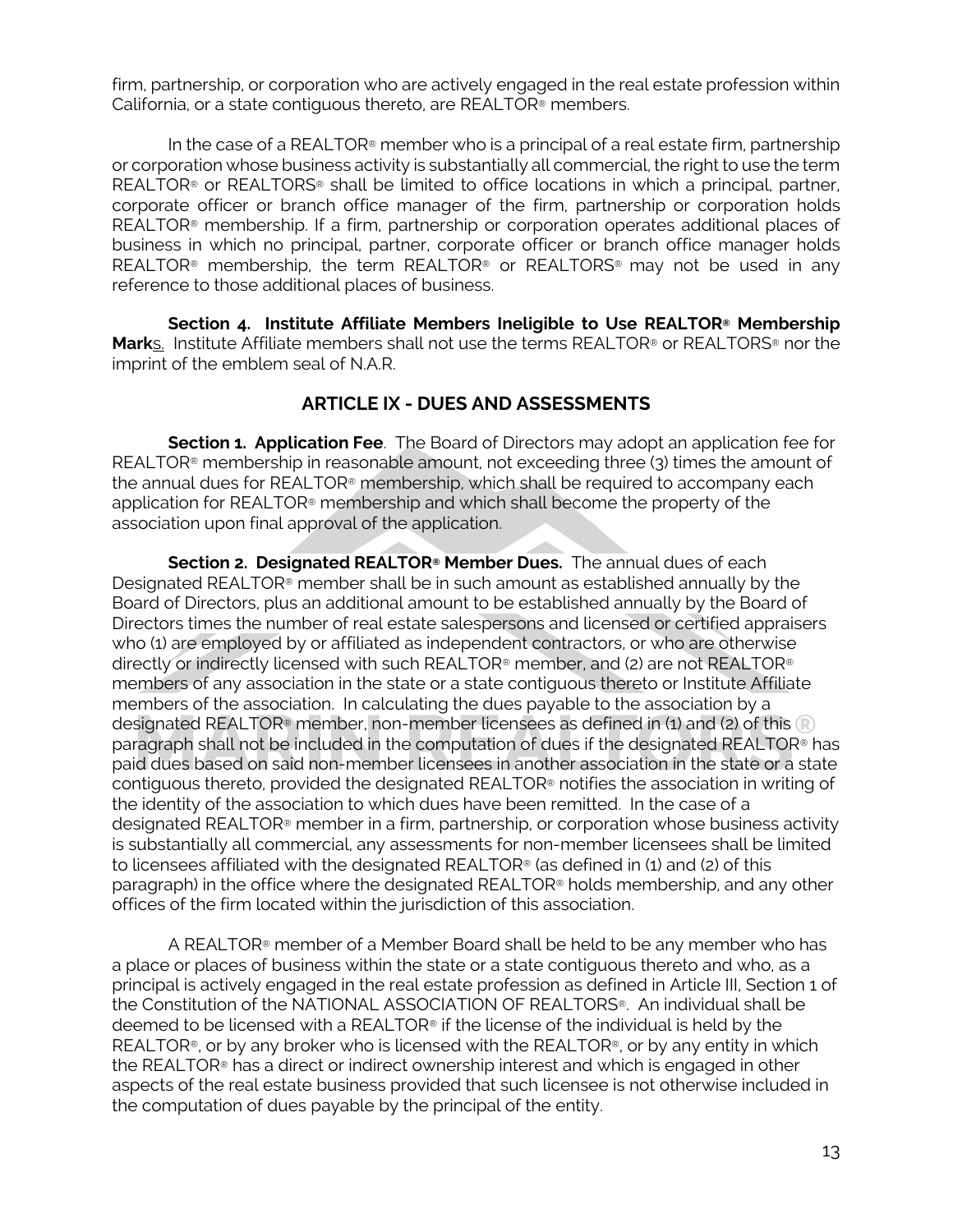firm, partnership, or corporation who are actively engaged in the real estate profession within California, or a state contiguous thereto, are REALTOR® members.

In the case of a REALTOR® member who is a principal of a real estate firm, partnership or corporation whose business activity is substantially all commercial, the right to use the term REALTOR® or REALTORS® shall be limited to office locations in which a principal, partner, corporate officer or branch office manager of the firm, partnership or corporation holds REALTOR® membership. If a firm, partnership or corporation operates additional places of business in which no principal, partner, corporate officer or branch office manager holds REALTOR® membership, the term REALTOR® or REALTORS® may not be used in any reference to those additional places of business.

**Section 4. Institute Affiliate Members Ineligible to Use REALTOR® Membership Marks.** Institute Affiliate members shall not use the terms REALTOR® or REALTORS® nor the imprint of the emblem seal of N.A.R.

## ARTICLE IX - DUES AND ASSESSMENTS

**Section 1. Application Fee**. The Board of Directors may adopt an application fee for REALTOR® membership in reasonable amount, not exceeding three (3) times the amount of the annual dues for REALTOR® membership, which shall be required to accompany each application for REALTOR® membership and which shall become the property of the association upon final approval of the application.

**Section 2. Designated REALTOR® Member Dues.** The annual dues of each Designated REALTOR® member shall be in such amount as established annually by the Board of Directors, plus an additional amount to be established annually by the Board of Directors times the number of real estate salespersons and licensed or certified appraisers who (1) are employed by or affiliated as independent contractors, or who are otherwise directly or indirectly licensed with such REALTOR® member, and (2) are not REALTOR® members of any association in the state or a state contiguous thereto or Institute Affiliate members of the association. In calculating the dues payable to the association by a designated REALTOR® member, non-member licensees as defined in (1) and (2) of this paragraph shall not be included in the computation of dues if the designated REALTOR® has paid dues based on said non-member licensees in another association in the state or a state contiguous thereto, provided the designated REALTOR® notifies the association in writing of the identity of the association to which dues have been remitted. In the case of a designated REALTOR® member in a firm, partnership, or corporation whose business activity is substantially all commercial, any assessments for non-member licensees shall be limited to licensees affiliated with the designated REALTOR® (as defined in (1) and (2) of this paragraph) in the office where the designated REALTOR® holds membership, and any other offices of the firm located within the jurisdiction of this association.

A REALTOR® member of a Member Board shall be held to be any member who has a place or places of business within the state or a state contiguous thereto and who, as a principal is actively engaged in the real estate profession as defined in Article III, Section 1 of the Constitution of the NATIONAL ASSOCIATION OF REALTORS®. An individual shall be deemed to be licensed with a REALTOR® if the license of the individual is held by the REALTOR®, or by any broker who is licensed with the REALTOR®, or by any entity in which the REALTOR® has a direct or indirect ownership interest and which is engaged in other aspects of the real estate business provided that such licensee is not otherwise included in the computation of dues payable by the principal of the entity.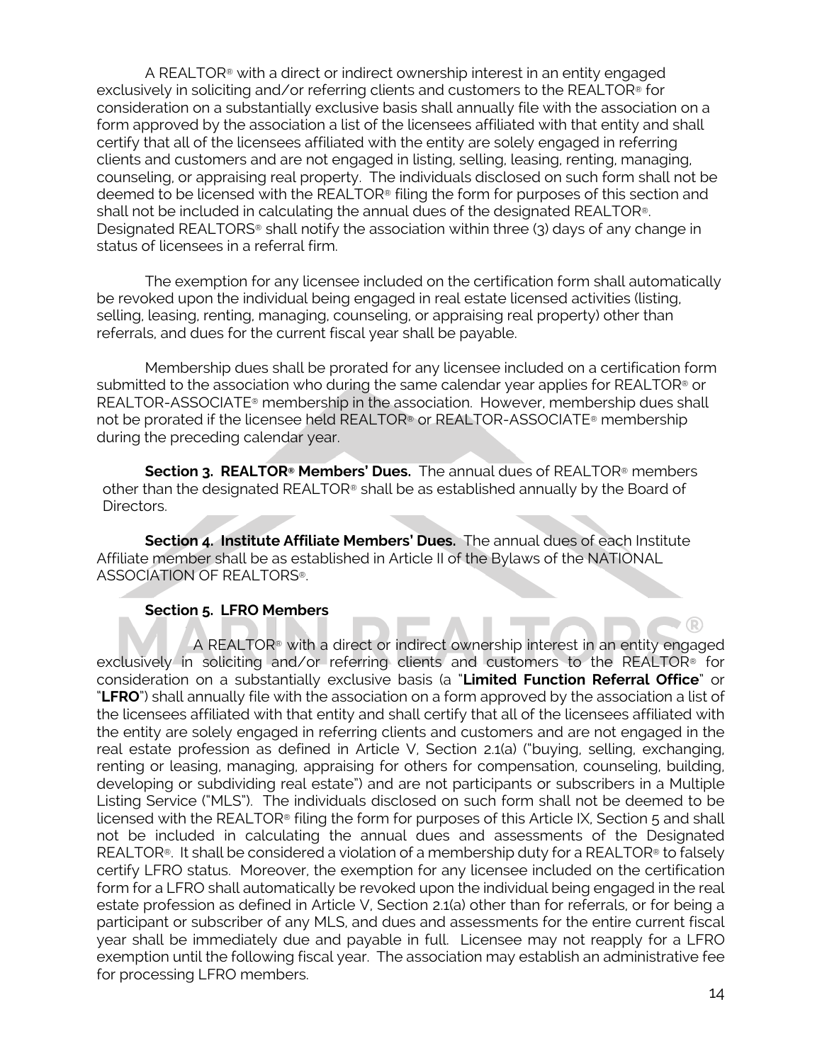A REALTOR® with a direct or indirect ownership interest in an entity engaged exclusively in soliciting and/or referring clients and customers to the REALTOR® for consideration on a substantially exclusive basis shall annually file with the association on a form approved by the association a list of the licensees affiliated with that entity and shall certify that all of the licensees affiliated with the entity are solely engaged in referring clients and customers and are not engaged in listing, selling, leasing, renting, managing, counseling, or appraising real property. The individuals disclosed on such form shall not be deemed to be licensed with the REALTOR® filing the form for purposes of this section and shall not be included in calculating the annual dues of the designated REALTOR®. Designated REALTORS® shall notify the association within three (3) days of any change in status of licensees in a referral firm.

The exemption for any licensee included on the certification form shall automatically be revoked upon the individual being engaged in real estate licensed activities (listing, selling, leasing, renting, managing, counseling, or appraising real property) other than referrals, and dues for the current fiscal year shall be payable.

Membership dues shall be prorated for any licensee included on a certification form submitted to the association who during the same calendar year applies for REALTOR® or REALTOR-ASSOCIATE® membership in the association. However, membership dues shall not be prorated if the licensee held REALTOR® or REALTOR-ASSOCIATE® membership during the preceding calendar year.

**Section 3. REALTOR® Members' Dues.** The annual dues of REALTOR® members other than the designated REALTOR® shall be as established annually by the Board of Directors.

**Section 4. Institute Affiliate Members' Dues.** The annual dues of each Institute Affiliate member shall be as established in Article II of the Bylaws of the NATIONAL ASSOCIATION OF REALTORS®.

**Section 5. LFRO Members**

A REALTOR® with a direct or indirect ownership interest in an entity engaged exclusively in soliciting and/or referring clients and customers to the REALTOR® for consideration on a substantially exclusive basis (a "**Limited Function Referral Office**" or "**LFRO**") shall annually file with the association on a form approved by the association a list of the licensees affiliated with that entity and shall certify that all of the licensees affiliated with the entity are solely engaged in referring clients and customers and are not engaged in the real estate profession as defined in Article V, Section 2.1(a) ("buying, selling, exchanging, renting or leasing, managing, appraising for others for compensation, counseling, building, developing or subdividing real estate") and are not participants or subscribers in a Multiple Listing Service ("MLS"). The individuals disclosed on such form shall not be deemed to be licensed with the REALTOR® filing the form for purposes of this Article IX, Section 5 and shall not be included in calculating the annual dues and assessments of the Designated REALTOR®. It shall be considered a violation of a membership duty for a REALTOR® to falsely certify LFRO status. Moreover, the exemption for any licensee included on the certification form for a LFRO shall automatically be revoked upon the individual being engaged in the real estate profession as defined in Article V, Section 2.1(a) other than for referrals, or for being a participant or subscriber of any MLS, and dues and assessments for the entire current fiscal year shall be immediately due and payable in full. Licensee may not reapply for a LFRO exemption until the following fiscal year. The association may establish an administrative fee for processing LFRO members.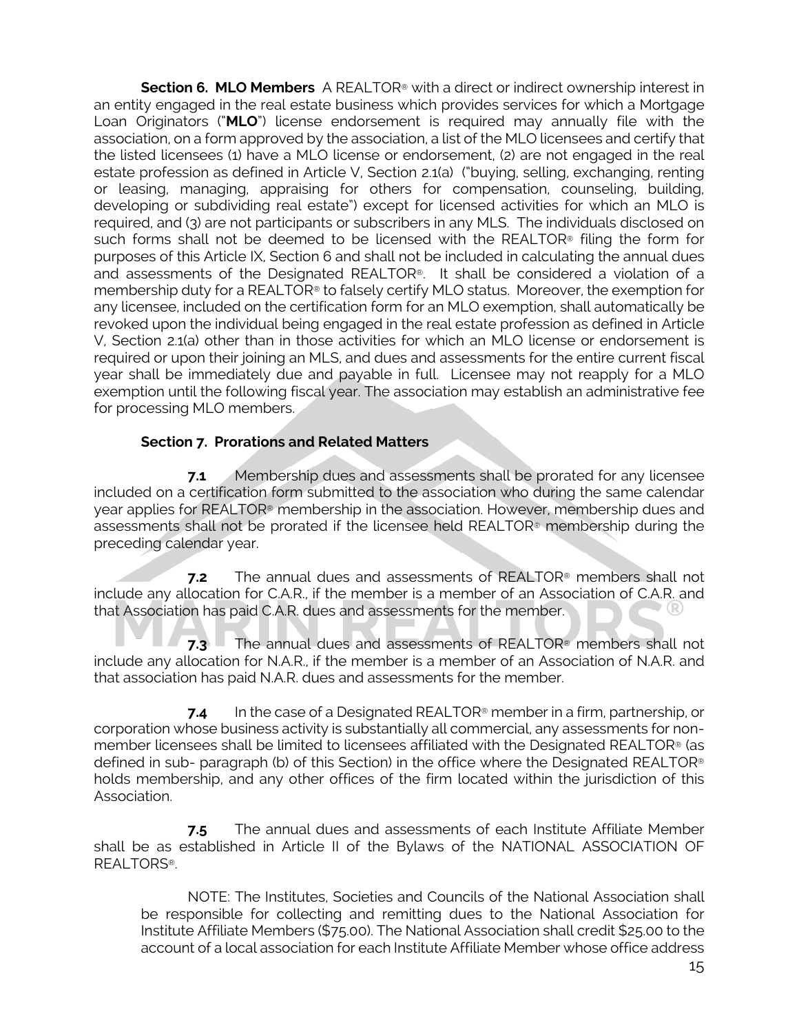**Section 6. MLO Members** A REALTOR® with a direct or indirect ownership interest in an entity engaged in the real estate business which provides services for which a Mortgage Loan Originators ("**MLO**") license endorsement is required may annually file with the association, on a form approved by the association, a list of the MLO licensees and certify that the listed licensees (1) have a MLO license or endorsement, (2) are not engaged in the real estate profession as defined in Article V, Section 2.1(a) ("buying, selling, exchanging, renting or leasing, managing, appraising for others for compensation, counseling, building, developing or subdividing real estate") except for licensed activities for which an MLO is required, and (3) are not participants or subscribers in any MLS. The individuals disclosed on such forms shall not be deemed to be licensed with the REALTOR® filing the form for purposes of this Article IX, Section 6 and shall not be included in calculating the annual dues and assessments of the Designated REALTOR®. It shall be considered a violation of a membership duty for a REALTOR® to falsely certify MLO status. Moreover, the exemption for any licensee, included on the certification form for an MLO exemption, shall automatically be revoked upon the individual being engaged in the real estate profession as defined in Article V, Section 2.1(a) other than in those activities for which an MLO license or endorsement is required or upon their joining an MLS, and dues and assessments for the entire current fiscal year shall be immediately due and payable in full. Licensee may not reapply for a MLO exemption until the following fiscal year. The association may establish an administrative fee for processing MLO members.

**Section 7. Prorations and Related Matters**

**7.1** Membership dues and assessments shall be prorated for any licensee included on a certification form submitted to the association who during the same calendar year applies for REALTOR® membership in the association. However, membership dues and assessments shall not be prorated if the licensee held REALTOR® membership during the preceding calendar year.

**7.2** The annual dues and assessments of REALTOR® members shall not include any allocation for C.A.R., if the member is a member of an Association of C.A.R. and that Association has paid C.A.R. dues and assessments for the member.

**7.3** The annual dues and assessments of REALTOR® members shall not include any allocation for N.A.R., if the member is a member of an Association of N.A.R. and that association has paid N.A.R. dues and assessments for the member.

**7.4** In the case of a Designated REALTOR® member in a firm, partnership, or corporation whose business activity is substantially all commercial, any assessments for non-member licensees shall be limited to licensees affiliated with the Designated REALTOR® (as defined in sub- paragraph (b) of this Section) in the office where the Designated REALTOR® holds membership, and any other offices of the firm located within the jurisdiction of this Association.

**7.5** The annual dues and assessments of each Institute Affiliate Member shall be as established in Article II of the Bylaws of the NATIONAL ASSOCIATION OF REALTORS®.

NOTE: The Institutes, Societies and Councils of the National Association shall be responsible for collecting and remitting dues to the National Association for Institute Affiliate Members ($75.00). The National Association shall credit $25.00 to the account of a local association for each Institute Affiliate Member whose office address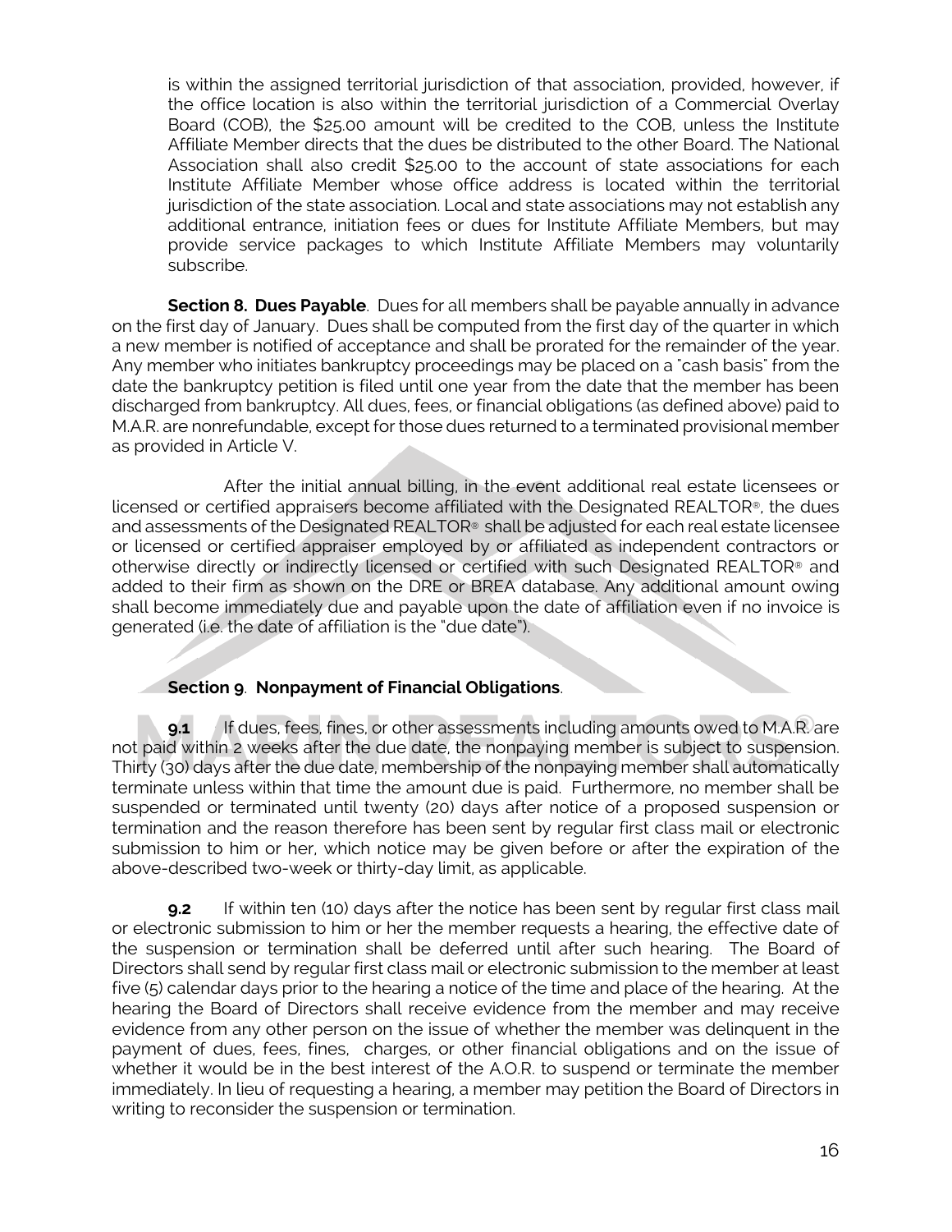is within the assigned territorial jurisdiction of that association, provided, however, if the office location is also within the territorial jurisdiction of a Commercial Overlay Board (COB), the $25.00 amount will be credited to the COB, unless the Institute Affiliate Member directs that the dues be distributed to the other Board. The National Association shall also credit $25.00 to the account of state associations for each Institute Affiliate Member whose office address is located within the territorial jurisdiction of the state association. Local and state associations may not establish any additional entrance, initiation fees or dues for Institute Affiliate Members, but may provide service packages to which Institute Affiliate Members may voluntarily subscribe.

**Section 8. Dues Payable**. Dues for all members shall be payable annually in advance on the first day of January. Dues shall be computed from the first day of the quarter in which a new member is notified of acceptance and shall be prorated for the remainder of the year. Any member who initiates bankruptcy proceedings may be placed on a "cash basis" from the date the bankruptcy petition is filed until one year from the date that the member has been discharged from bankruptcy. All dues, fees, or financial obligations (as defined above) paid to M.A.R. are nonrefundable, except for those dues returned to a terminated provisional member as provided in Article V.

After the initial annual billing, in the event additional real estate licensees or licensed or certified appraisers become affiliated with the Designated REALTOR®, the dues and assessments of the Designated REALTOR® shall be adjusted for each real estate licensee or licensed or certified appraiser employed by or affiliated as independent contractors or otherwise directly or indirectly licensed or certified with such Designated REALTOR® and added to their firm as shown on the DRE or BREA database. Any additional amount owing shall become immediately due and payable upon the date of affiliation even if no invoice is generated (i.e. the date of affiliation is the "due date").

**Section 9**. **Nonpayment of Financial Obligations**.

**9.1** If dues, fees, fines, or other assessments including amounts owed to M.A.R. are not paid within 2 weeks after the due date, the nonpaying member is subject to suspension. Thirty (30) days after the due date, membership of the nonpaying member shall automatically terminate unless within that time the amount due is paid. Furthermore, no member shall be suspended or terminated until twenty (20) days after notice of a proposed suspension or termination and the reason therefore has been sent by regular first class mail or electronic submission to him or her, which notice may be given before or after the expiration of the above-described two-week or thirty-day limit, as applicable.

**9.2** If within ten (10) days after the notice has been sent by regular first class mail or electronic submission to him or her the member requests a hearing, the effective date of the suspension or termination shall be deferred until after such hearing. The Board of Directors shall send by regular first class mail or electronic submission to the member at least five (5) calendar days prior to the hearing a notice of the time and place of the hearing. At the hearing the Board of Directors shall receive evidence from the member and may receive evidence from any other person on the issue of whether the member was delinquent in the payment of dues, fees, fines, charges, or other financial obligations and on the issue of whether it would be in the best interest of the A.O.R. to suspend or terminate the member immediately. In lieu of requesting a hearing, a member may petition the Board of Directors in writing to reconsider the suspension or termination.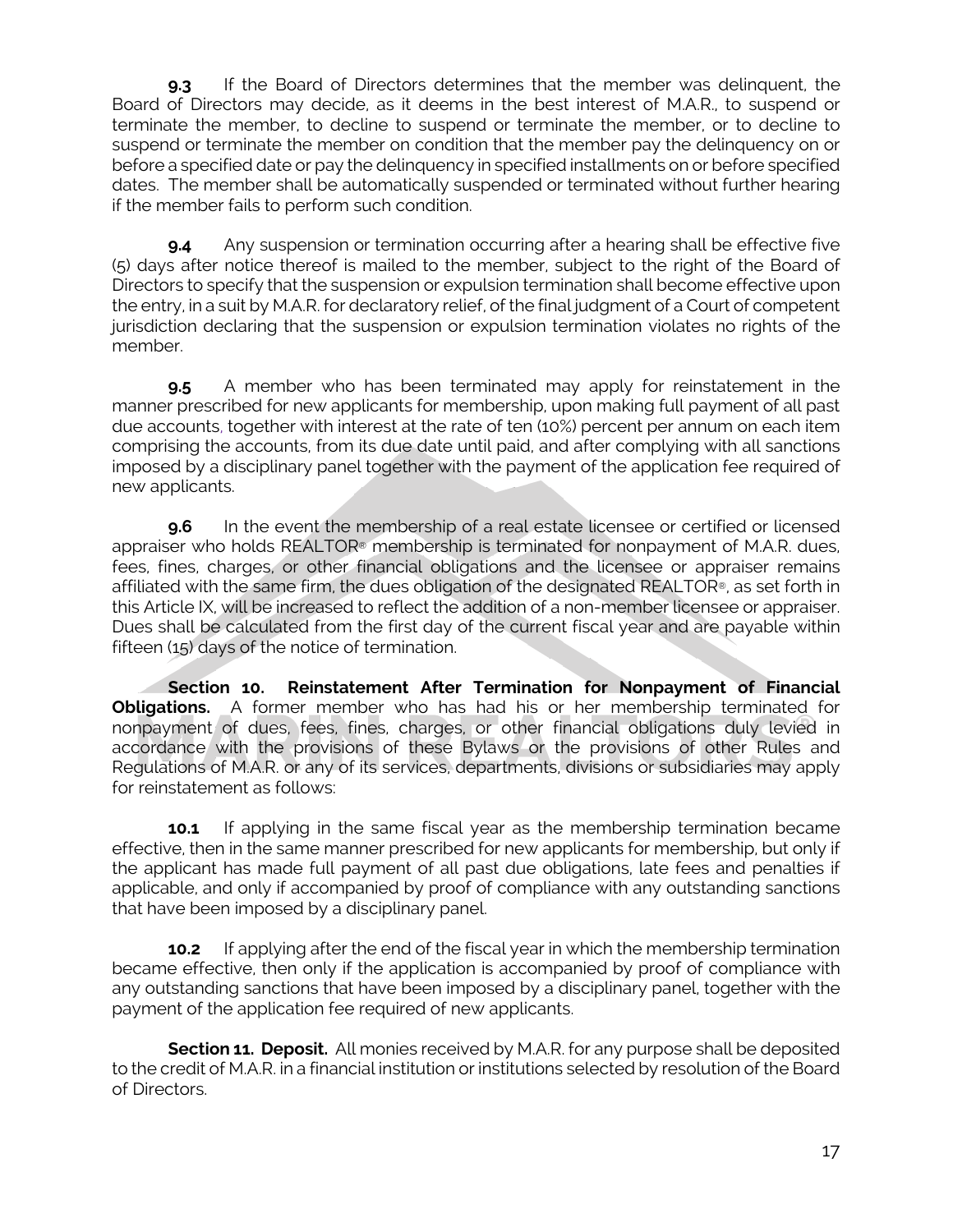**9.3** If the Board of Directors determines that the member was delinquent, the Board of Directors may decide, as it deems in the best interest of M.A.R., to suspend or terminate the member, to decline to suspend or terminate the member, or to decline to suspend or terminate the member on condition that the member pay the delinquency on or before a specified date or pay the delinquency in specified installments on or before specified dates. The member shall be automatically suspended or terminated without further hearing if the member fails to perform such condition.

**9.4** Any suspension or termination occurring after a hearing shall be effective five (5) days after notice thereof is mailed to the member, subject to the right of the Board of Directors to specify that the suspension or expulsion termination shall become effective upon the entry, in a suit by M.A.R. for declaratory relief, of the final judgment of a Court of competent jurisdiction declaring that the suspension or expulsion termination violates no rights of the member.

**9.5** A member who has been terminated may apply for reinstatement in the manner prescribed for new applicants for membership, upon making full payment of all past due accounts, together with interest at the rate of ten (10%) percent per annum on each item comprising the accounts, from its due date until paid, and after complying with all sanctions imposed by a disciplinary panel together with the payment of the application fee required of new applicants.

**9.6** In the event the membership of a real estate licensee or certified or licensed appraiser who holds REALTOR® membership is terminated for nonpayment of M.A.R. dues, fees, fines, charges, or other financial obligations and the licensee or appraiser remains affiliated with the same firm, the dues obligation of the designated REALTOR®, as set forth in this Article IX, will be increased to reflect the addition of a non-member licensee or appraiser. Dues shall be calculated from the first day of the current fiscal year and are payable within fifteen (15) days of the notice of termination.

**Section 10. Reinstatement After Termination for Nonpayment of Financial Obligations.** A former member who has had his or her membership terminated for nonpayment of dues, fees, fines, charges, or other financial obligations duly levied in accordance with the provisions of these Bylaws or the provisions of other Rules and Regulations of M.A.R. or any of its services, departments, divisions or subsidiaries may apply for reinstatement as follows:

**10.1** If applying in the same fiscal year as the membership termination became effective, then in the same manner prescribed for new applicants for membership, but only if the applicant has made full payment of all past due obligations, late fees and penalties if applicable, and only if accompanied by proof of compliance with any outstanding sanctions that have been imposed by a disciplinary panel.

**10.2** If applying after the end of the fiscal year in which the membership termination became effective, then only if the application is accompanied by proof of compliance with any outstanding sanctions that have been imposed by a disciplinary panel, together with the payment of the application fee required of new applicants.

**Section 11. Deposit.** All monies received by M.A.R. for any purpose shall be deposited to the credit of M.A.R. in a financial institution or institutions selected by resolution of the Board of Directors.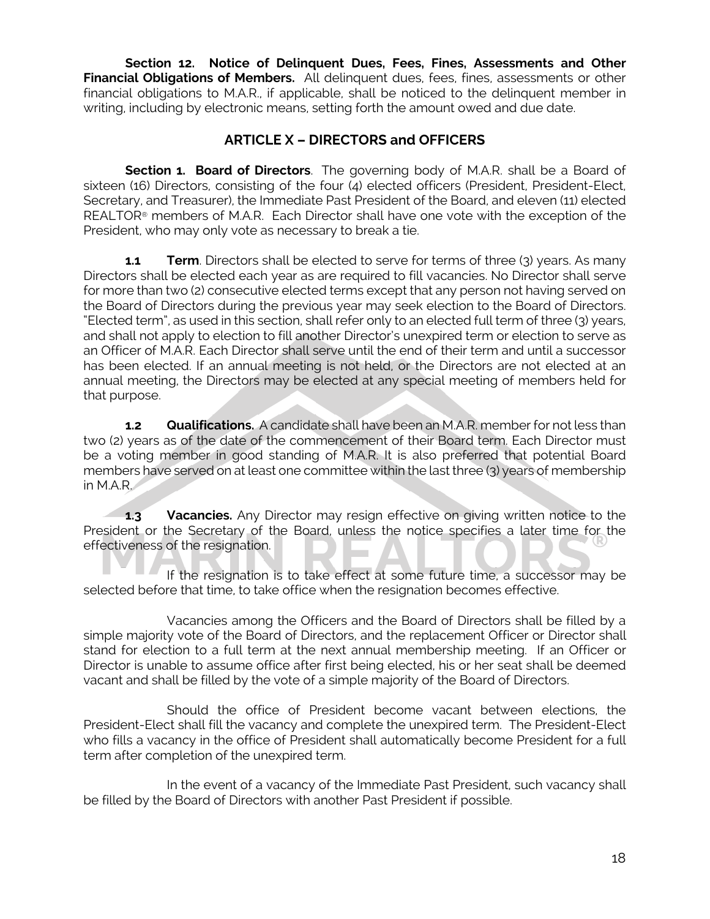**Section 12. Notice of Delinquent Dues, Fees, Fines, Assessments and Other Financial Obligations of Members.** All delinquent dues, fees, fines, assessments or other financial obligations to M.A.R., if applicable, shall be noticed to the delinquent member in writing, including by electronic means, setting forth the amount owed and due date.

## ARTICLE X – DIRECTORS and OFFICERS

**Section 1. Board of Directors**. The governing body of M.A.R. shall be a Board of sixteen (16) Directors, consisting of the four (4) elected officers (President, President-Elect, Secretary, and Treasurer), the Immediate Past President of the Board, and eleven (11) elected REALTOR® members of M.A.R. Each Director shall have one vote with the exception of the President, who may only vote as necessary to break a tie.

**1.1 Term**. Directors shall be elected to serve for terms of three (3) years. As many Directors shall be elected each year as are required to fill vacancies. No Director shall serve for more than two (2) consecutive elected terms except that any person not having served on the Board of Directors during the previous year may seek election to the Board of Directors. "Elected term", as used in this section, shall refer only to an elected full term of three (3) years, and shall not apply to election to fill another Director's unexpired term or election to serve as an Officer of M.A.R. Each Director shall serve until the end of their term and until a successor has been elected. If an annual meeting is not held, or the Directors are not elected at an annual meeting, the Directors may be elected at any special meeting of members held for that purpose.

**1.2 Qualifications.** A candidate shall have been an M.A.R. member for not less than two (2) years as of the date of the commencement of their Board term. Each Director must be a voting member in good standing of M.A.R. It is also preferred that potential Board members have served on at least one committee within the last three (3) years of membership in M.A.R.

**1.3 Vacancies.** Any Director may resign effective on giving written notice to the President or the Secretary of the Board, unless the notice specifies a later time for the effectiveness of the resignation.

If the resignation is to take effect at some future time, a successor may be selected before that time, to take office when the resignation becomes effective.

Vacancies among the Officers and the Board of Directors shall be filled by a simple majority vote of the Board of Directors, and the replacement Officer or Director shall stand for election to a full term at the next annual membership meeting. If an Officer or Director is unable to assume office after first being elected, his or her seat shall be deemed vacant and shall be filled by the vote of a simple majority of the Board of Directors.

Should the office of President become vacant between elections, the President-Elect shall fill the vacancy and complete the unexpired term. The President-Elect who fills a vacancy in the office of President shall automatically become President for a full term after completion of the unexpired term.

In the event of a vacancy of the Immediate Past President, such vacancy shall be filled by the Board of Directors with another Past President if possible.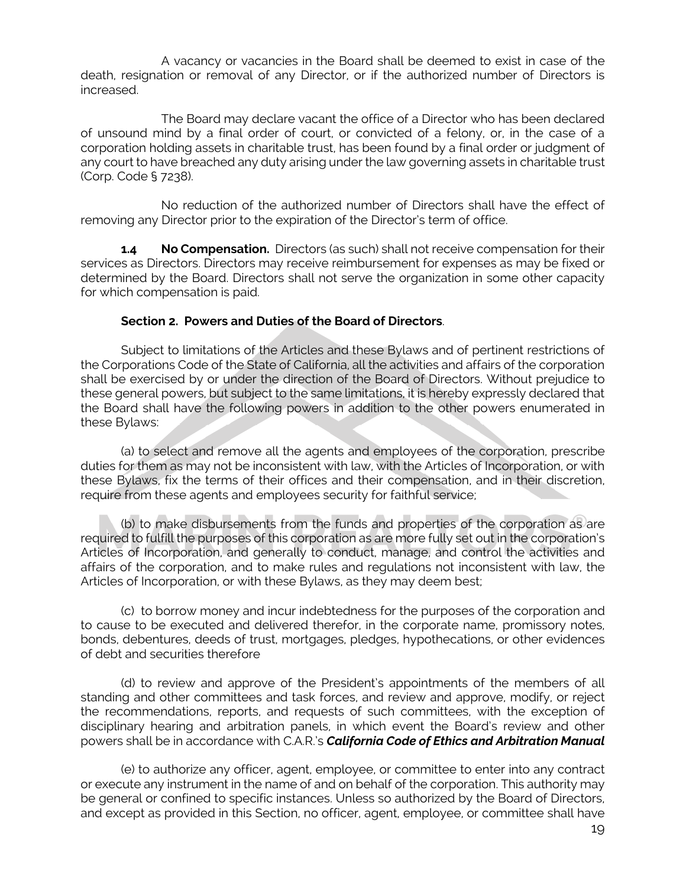A vacancy or vacancies in the Board shall be deemed to exist in case of the death, resignation or removal of any Director, or if the authorized number of Directors is increased.

The Board may declare vacant the office of a Director who has been declared of unsound mind by a final order of court, or convicted of a felony, or, in the case of a corporation holding assets in charitable trust, has been found by a final order or judgment of any court to have breached any duty arising under the law governing assets in charitable trust (Corp. Code § 7238).

No reduction of the authorized number of Directors shall have the effect of removing any Director prior to the expiration of the Director's term of office.

**1.4 No Compensation.** Directors (as such) shall not receive compensation for their services as Directors. Directors may receive reimbursement for expenses as may be fixed or determined by the Board. Directors shall not serve the organization in some other capacity for which compensation is paid.

**Section 2. Powers and Duties of the Board of Directors**.

Subject to limitations of the Articles and these Bylaws and of pertinent restrictions of the Corporations Code of the State of California, all the activities and affairs of the corporation shall be exercised by or under the direction of the Board of Directors. Without prejudice to these general powers, but subject to the same limitations, it is hereby expressly declared that the Board shall have the following powers in addition to the other powers enumerated in these Bylaws:

(a) to select and remove all the agents and employees of the corporation, prescribe duties for them as may not be inconsistent with law, with the Articles of Incorporation, or with these Bylaws, fix the terms of their offices and their compensation, and in their discretion, require from these agents and employees security for faithful service;

(b) to make disbursements from the funds and properties of the corporation as are required to fulfill the purposes of this corporation as are more fully set out in the corporation's Articles of Incorporation, and generally to conduct, manage, and control the activities and affairs of the corporation, and to make rules and regulations not inconsistent with law, the Articles of Incorporation, or with these Bylaws, as they may deem best;

(c) to borrow money and incur indebtedness for the purposes of the corporation and to cause to be executed and delivered therefor, in the corporate name, promissory notes, bonds, debentures, deeds of trust, mortgages, pledges, hypothecations, or other evidences of debt and securities therefore

(d) to review and approve of the President's appointments of the members of all standing and other committees and task forces, and review and approve, modify, or reject the recommendations, reports, and requests of such committees, with the exception of disciplinary hearing and arbitration panels, in which event the Board's review and other powers shall be in accordance with C.A.R.'s ***California Code of Ethics and Arbitration Manual***

(e) to authorize any officer, agent, employee, or committee to enter into any contract or execute any instrument in the name of and on behalf of the corporation. This authority may be general or confined to specific instances. Unless so authorized by the Board of Directors, and except as provided in this Section, no officer, agent, employee, or committee shall have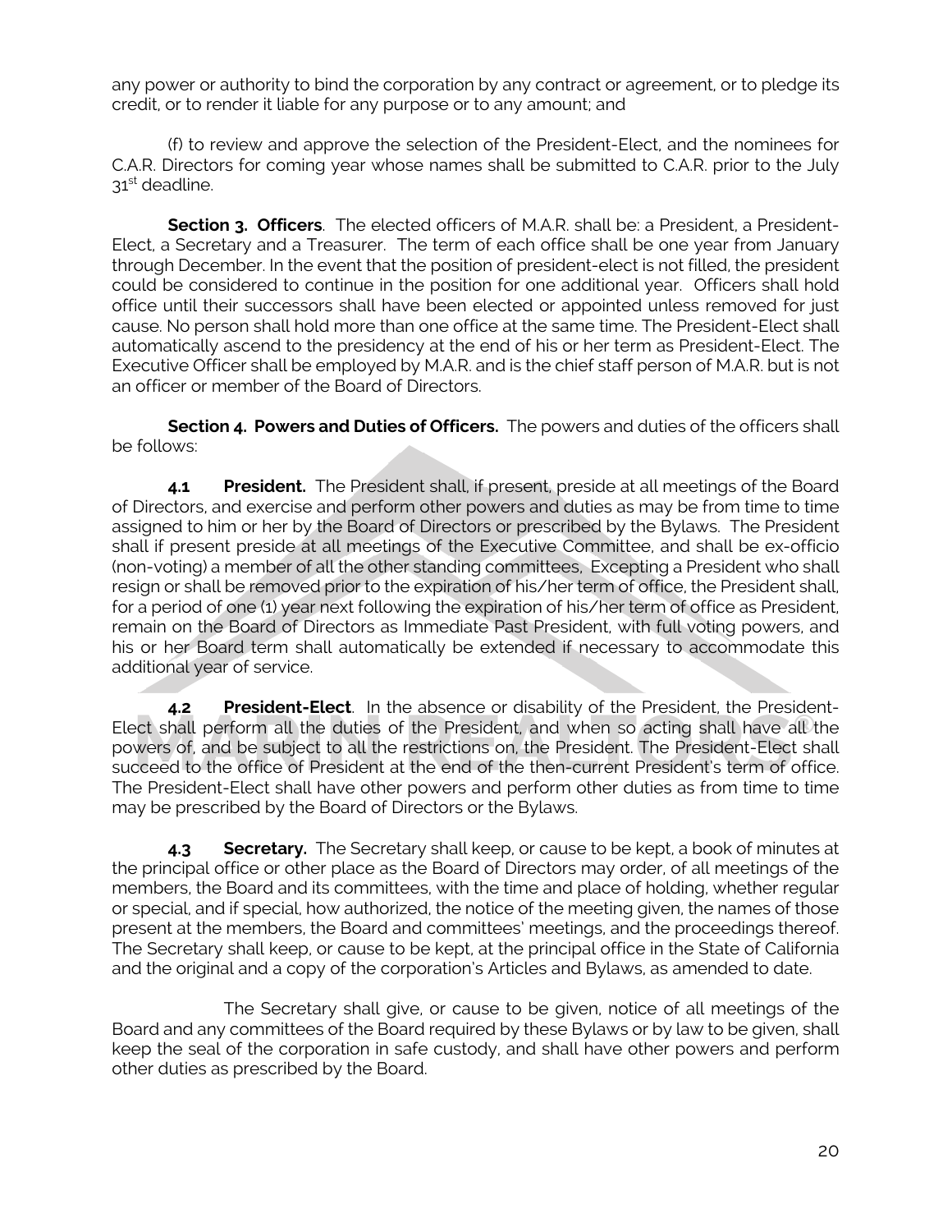any power or authority to bind the corporation by any contract or agreement, or to pledge its credit, or to render it liable for any purpose or to any amount; and

(f) to review and approve the selection of the President-Elect, and the nominees for C.A.R. Directors for coming year whose names shall be submitted to C.A.R. prior to the July 31st deadline.

**Section 3. Officers**. The elected officers of M.A.R. shall be: a President, a President-Elect, a Secretary and a Treasurer. The term of each office shall be one year from January through December. In the event that the position of president-elect is not filled, the president could be considered to continue in the position for one additional year. Officers shall hold office until their successors shall have been elected or appointed unless removed for just cause. No person shall hold more than one office at the same time. The President-Elect shall automatically ascend to the presidency at the end of his or her term as President-Elect. The Executive Officer shall be employed by M.A.R. and is the chief staff person of M.A.R. but is not an officer or member of the Board of Directors.

**Section 4. Powers and Duties of Officers.** The powers and duties of the officers shall be follows:

**4.1 President.** The President shall, if present, preside at all meetings of the Board of Directors, and exercise and perform other powers and duties as may be from time to time assigned to him or her by the Board of Directors or prescribed by the Bylaws. The President shall if present preside at all meetings of the Executive Committee, and shall be ex-officio (non-voting) a member of all the other standing committees, Excepting a President who shall resign or shall be removed prior to the expiration of his/her term of office, the President shall, for a period of one (1) year next following the expiration of his/her term of office as President, remain on the Board of Directors as Immediate Past President, with full voting powers, and his or her Board term shall automatically be extended if necessary to accommodate this additional year of service.

**4.2 President-Elect**. In the absence or disability of the President, the President-Elect shall perform all the duties of the President, and when so acting shall have all the powers of, and be subject to all the restrictions on, the President. The President-Elect shall succeed to the office of President at the end of the then-current President's term of office. The President-Elect shall have other powers and perform other duties as from time to time may be prescribed by the Board of Directors or the Bylaws.

**4.3 Secretary.** The Secretary shall keep, or cause to be kept, a book of minutes at the principal office or other place as the Board of Directors may order, of all meetings of the members, the Board and its committees, with the time and place of holding, whether regular or special, and if special, how authorized, the notice of the meeting given, the names of those present at the members, the Board and committees' meetings, and the proceedings thereof. The Secretary shall keep, or cause to be kept, at the principal office in the State of California and the original and a copy of the corporation's Articles and Bylaws, as amended to date.

The Secretary shall give, or cause to be given, notice of all meetings of the Board and any committees of the Board required by these Bylaws or by law to be given, shall keep the seal of the corporation in safe custody, and shall have other powers and perform other duties as prescribed by the Board.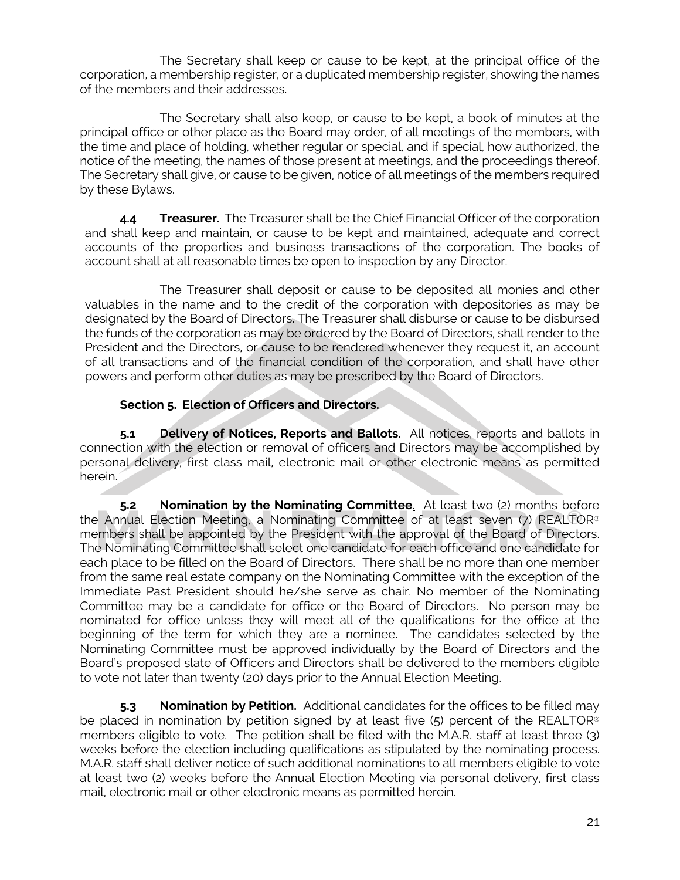The Secretary shall keep or cause to be kept, at the principal office of the corporation, a membership register, or a duplicated membership register, showing the names of the members and their addresses.

The Secretary shall also keep, or cause to be kept, a book of minutes at the principal office or other place as the Board may order, of all meetings of the members, with the time and place of holding, whether regular or special, and if special, how authorized, the notice of the meeting, the names of those present at meetings, and the proceedings thereof. The Secretary shall give, or cause to be given, notice of all meetings of the members required by these Bylaws.

**4.4 Treasurer.** The Treasurer shall be the Chief Financial Officer of the corporation and shall keep and maintain, or cause to be kept and maintained, adequate and correct accounts of the properties and business transactions of the corporation. The books of account shall at all reasonable times be open to inspection by any Director.

The Treasurer shall deposit or cause to be deposited all monies and other valuables in the name and to the credit of the corporation with depositories as may be designated by the Board of Directors. The Treasurer shall disburse or cause to be disbursed the funds of the corporation as may be ordered by the Board of Directors, shall render to the President and the Directors, or cause to be rendered whenever they request it, an account of all transactions and of the financial condition of the corporation, and shall have other powers and perform other duties as may be prescribed by the Board of Directors.

**Section 5. Election of Officers and Directors.**

**5.1 Delivery of Notices, Reports and Ballots.** All notices, reports and ballots in connection with the election or removal of officers and Directors may be accomplished by personal delivery, first class mail, electronic mail or other electronic means as permitted herein.

**5.2 Nomination by the Nominating Committee.** At least two (2) months before the Annual Election Meeting, a Nominating Committee of at least seven (7) REALTOR® members shall be appointed by the President with the approval of the Board of Directors. The Nominating Committee shall select one candidate for each office and one candidate for each place to be filled on the Board of Directors. There shall be no more than one member from the same real estate company on the Nominating Committee with the exception of the Immediate Past President should he/she serve as chair. No member of the Nominating Committee may be a candidate for office or the Board of Directors. No person may be nominated for office unless they will meet all of the qualifications for the office at the beginning of the term for which they are a nominee. The candidates selected by the Nominating Committee must be approved individually by the Board of Directors and the Board's proposed slate of Officers and Directors shall be delivered to the members eligible to vote not later than twenty (20) days prior to the Annual Election Meeting.

**5.3 Nomination by Petition.** Additional candidates for the offices to be filled may be placed in nomination by petition signed by at least five (5) percent of the REALTOR® members eligible to vote. The petition shall be filed with the M.A.R. staff at least three (3) weeks before the election including qualifications as stipulated by the nominating process. M.A.R. staff shall deliver notice of such additional nominations to all members eligible to vote at least two (2) weeks before the Annual Election Meeting via personal delivery, first class mail, electronic mail or other electronic means as permitted herein.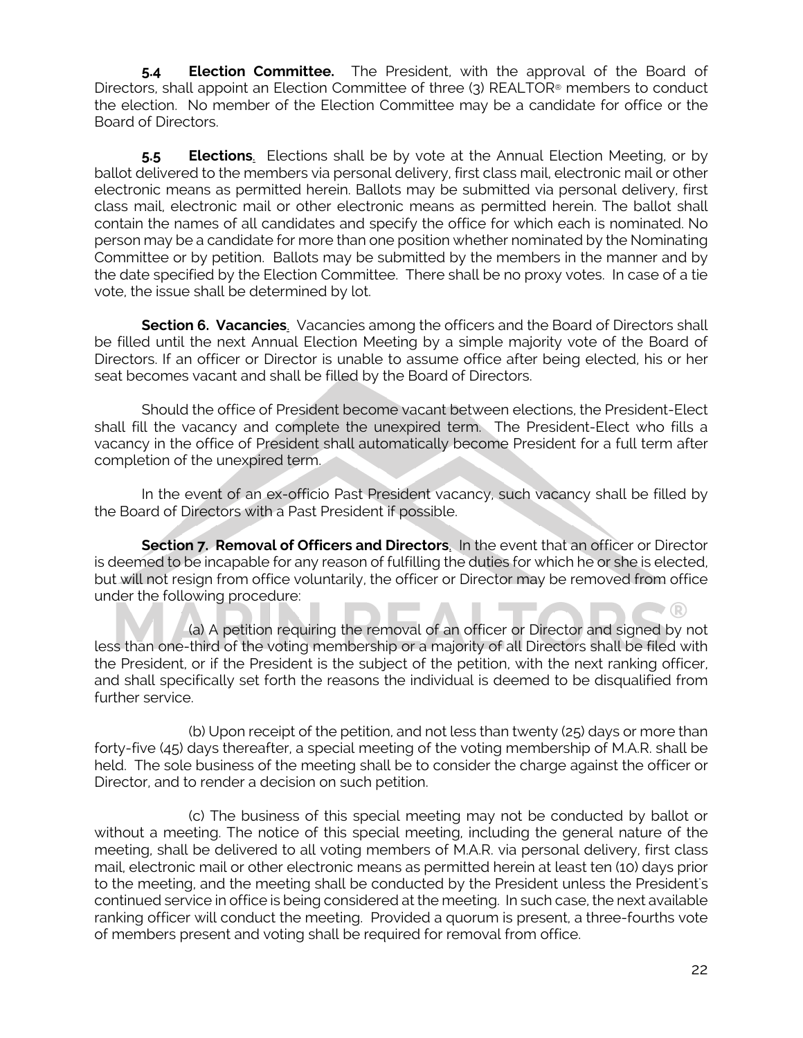**5.4 Election Committee.** The President, with the approval of the Board of Directors, shall appoint an Election Committee of three (3) REALTOR® members to conduct the election. No member of the Election Committee may be a candidate for office or the Board of Directors.

**5.5 Elections.** Elections shall be by vote at the Annual Election Meeting, or by ballot delivered to the members via personal delivery, first class mail, electronic mail or other electronic means as permitted herein. Ballots may be submitted via personal delivery, first class mail, electronic mail or other electronic means as permitted herein. The ballot shall contain the names of all candidates and specify the office for which each is nominated. No person may be a candidate for more than one position whether nominated by the Nominating Committee or by petition. Ballots may be submitted by the members in the manner and by the date specified by the Election Committee. There shall be no proxy votes. In case of a tie vote, the issue shall be determined by lot.

**Section 6. Vacancies.** Vacancies among the officers and the Board of Directors shall be filled until the next Annual Election Meeting by a simple majority vote of the Board of Directors. If an officer or Director is unable to assume office after being elected, his or her seat becomes vacant and shall be filled by the Board of Directors.

Should the office of President become vacant between elections, the President-Elect shall fill the vacancy and complete the unexpired term. The President-Elect who fills a vacancy in the office of President shall automatically become President for a full term after completion of the unexpired term.

In the event of an ex-officio Past President vacancy, such vacancy shall be filled by the Board of Directors with a Past President if possible.

**Section 7. Removal of Officers and Directors.** In the event that an officer or Director is deemed to be incapable for any reason of fulfilling the duties for which he or she is elected, but will not resign from office voluntarily, the officer or Director may be removed from office under the following procedure:

(a) A petition requiring the removal of an officer or Director and signed by not less than one-third of the voting membership or a majority of all Directors shall be filed with the President, or if the President is the subject of the petition, with the next ranking officer, and shall specifically set forth the reasons the individual is deemed to be disqualified from further service.

(b) Upon receipt of the petition, and not less than twenty (25) days or more than forty-five (45) days thereafter, a special meeting of the voting membership of M.A.R. shall be held. The sole business of the meeting shall be to consider the charge against the officer or Director, and to render a decision on such petition.

(c) The business of this special meeting may not be conducted by ballot or without a meeting. The notice of this special meeting, including the general nature of the meeting, shall be delivered to all voting members of M.A.R. via personal delivery, first class mail, electronic mail or other electronic means as permitted herein at least ten (10) days prior to the meeting, and the meeting shall be conducted by the President unless the President's continued service in office is being considered at the meeting. In such case, the next available ranking officer will conduct the meeting. Provided a quorum is present, a three-fourths vote of members present and voting shall be required for removal from office.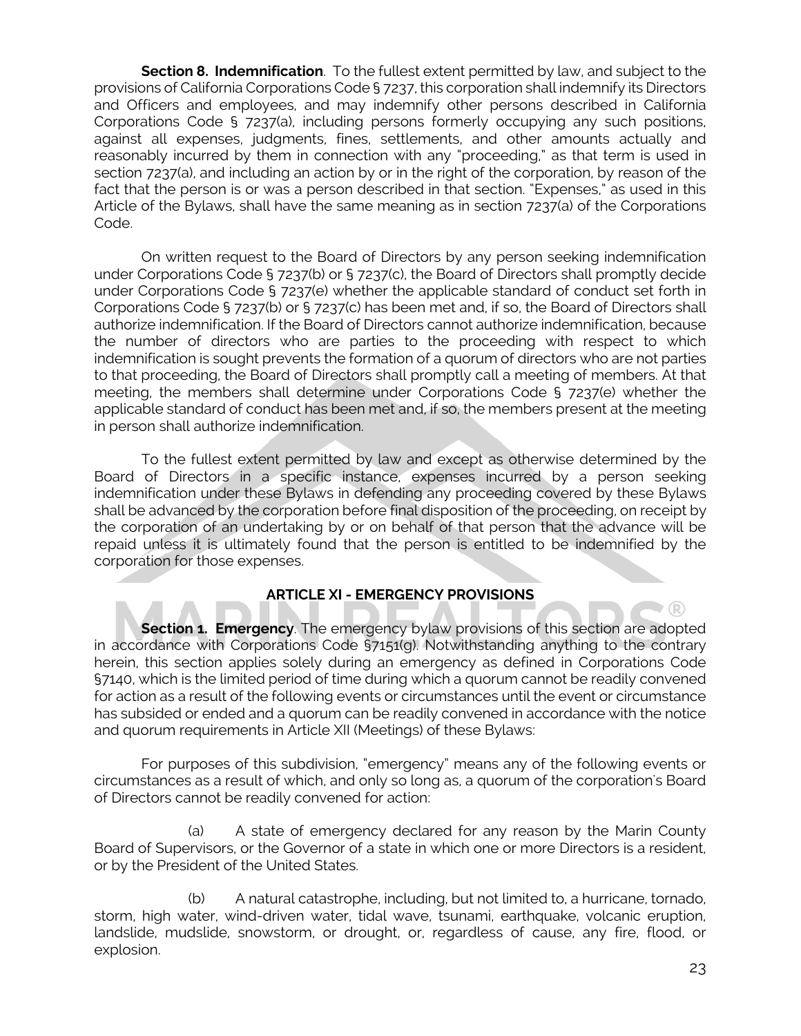**Section 8. Indemnification**. To the fullest extent permitted by law, and subject to the provisions of California Corporations Code § 7237, this corporation shall indemnify its Directors and Officers and employees, and may indemnify other persons described in California Corporations Code § 7237(a), including persons formerly occupying any such positions, against all expenses, judgments, fines, settlements, and other amounts actually and reasonably incurred by them in connection with any "proceeding," as that term is used in section 7237(a), and including an action by or in the right of the corporation, by reason of the fact that the person is or was a person described in that section. "Expenses," as used in this Article of the Bylaws, shall have the same meaning as in section 7237(a) of the Corporations Code.

On written request to the Board of Directors by any person seeking indemnification under Corporations Code § 7237(b) or § 7237(c), the Board of Directors shall promptly decide under Corporations Code § 7237(e) whether the applicable standard of conduct set forth in Corporations Code § 7237(b) or § 7237(c) has been met and, if so, the Board of Directors shall authorize indemnification. If the Board of Directors cannot authorize indemnification, because the number of directors who are parties to the proceeding with respect to which indemnification is sought prevents the formation of a quorum of directors who are not parties to that proceeding, the Board of Directors shall promptly call a meeting of members. At that meeting, the members shall determine under Corporations Code § 7237(e) whether the applicable standard of conduct has been met and, if so, the members present at the meeting in person shall authorize indemnification.

To the fullest extent permitted by law and except as otherwise determined by the Board of Directors in a specific instance, expenses incurred by a person seeking indemnification under these Bylaws in defending any proceeding covered by these Bylaws shall be advanced by the corporation before final disposition of the proceeding, on receipt by the corporation of an undertaking by or on behalf of that person that the advance will be repaid unless it is ultimately found that the person is entitled to be indemnified by the corporation for those expenses.

## ARTICLE XI - EMERGENCY PROVISIONS

**Section 1. Emergency**. The emergency bylaw provisions of this section are adopted in accordance with Corporations Code §7151(g). Notwithstanding anything to the contrary herein, this section applies solely during an emergency as defined in Corporations Code §7140, which is the limited period of time during which a quorum cannot be readily convened for action as a result of the following events or circumstances until the event or circumstance has subsided or ended and a quorum can be readily convened in accordance with the notice and quorum requirements in Article XII (Meetings) of these Bylaws:

For purposes of this subdivision, "emergency" means any of the following events or circumstances as a result of which, and only so long as, a quorum of the corporation's Board of Directors cannot be readily convened for action:

(a) A state of emergency declared for any reason by the Marin County Board of Supervisors, or the Governor of a state in which one or more Directors is a resident, or by the President of the United States.

(b) A natural catastrophe, including, but not limited to, a hurricane, tornado, storm, high water, wind-driven water, tidal wave, tsunami, earthquake, volcanic eruption, landslide, mudslide, snowstorm, or drought, or, regardless of cause, any fire, flood, or explosion.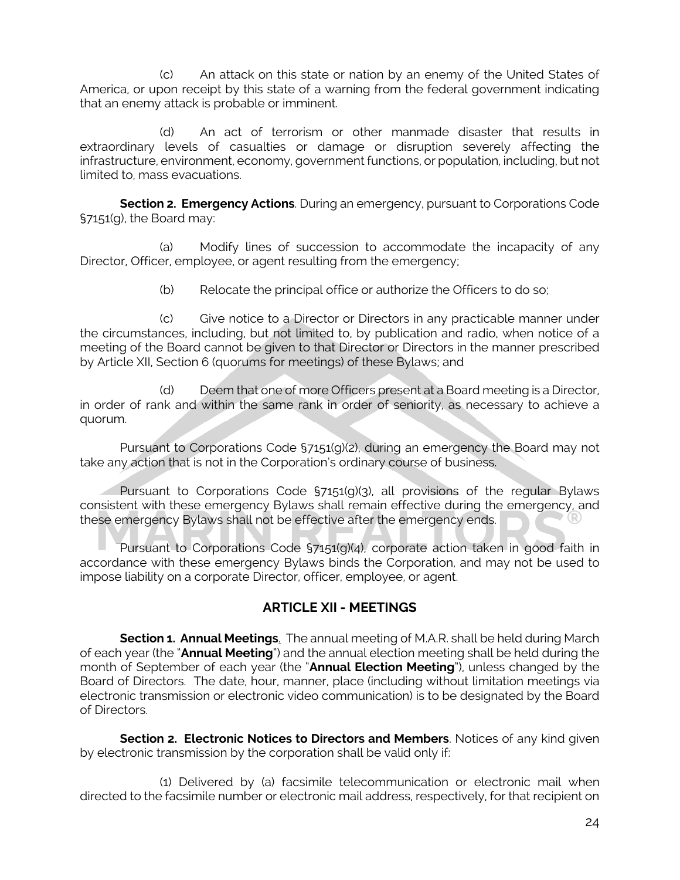(c) An attack on this state or nation by an enemy of the United States of America, or upon receipt by this state of a warning from the federal government indicating that an enemy attack is probable or imminent.

(d) An act of terrorism or other manmade disaster that results in extraordinary levels of casualties or damage or disruption severely affecting the infrastructure, environment, economy, government functions, or population, including, but not limited to, mass evacuations.

**Section 2. Emergency Actions**. During an emergency, pursuant to Corporations Code §7151(g), the Board may:

(a) Modify lines of succession to accommodate the incapacity of any Director, Officer, employee, or agent resulting from the emergency;

(b) Relocate the principal office or authorize the Officers to do so;

(c) Give notice to a Director or Directors in any practicable manner under the circumstances, including, but not limited to, by publication and radio, when notice of a meeting of the Board cannot be given to that Director or Directors in the manner prescribed by Article XII, Section 6 (quorums for meetings) of these Bylaws; and

(d) Deem that one of more Officers present at a Board meeting is a Director, in order of rank and within the same rank in order of seniority, as necessary to achieve a quorum.

Pursuant to Corporations Code §7151(g)(2), during an emergency the Board may not take any action that is not in the Corporation's ordinary course of business.

Pursuant to Corporations Code §7151(g)(3), all provisions of the regular Bylaws consistent with these emergency Bylaws shall remain effective during the emergency, and these emergency Bylaws shall not be effective after the emergency ends.

Pursuant to Corporations Code §7151(g)(4), corporate action taken in good faith in accordance with these emergency Bylaws binds the Corporation, and may not be used to impose liability on a corporate Director, officer, employee, or agent.

## ARTICLE XII - MEETINGS

**Section 1. Annual Meetings**. The annual meeting of M.A.R. shall be held during March of each year (the "**Annual Meeting**") and the annual election meeting shall be held during the month of September of each year (the "**Annual Election Meeting**"), unless changed by the Board of Directors. The date, hour, manner, place (including without limitation meetings via electronic transmission or electronic video communication) is to be designated by the Board of Directors.

**Section 2. Electronic Notices to Directors and Members**. Notices of any kind given by electronic transmission by the corporation shall be valid only if:

(1) Delivered by (a) facsimile telecommunication or electronic mail when directed to the facsimile number or electronic mail address, respectively, for that recipient on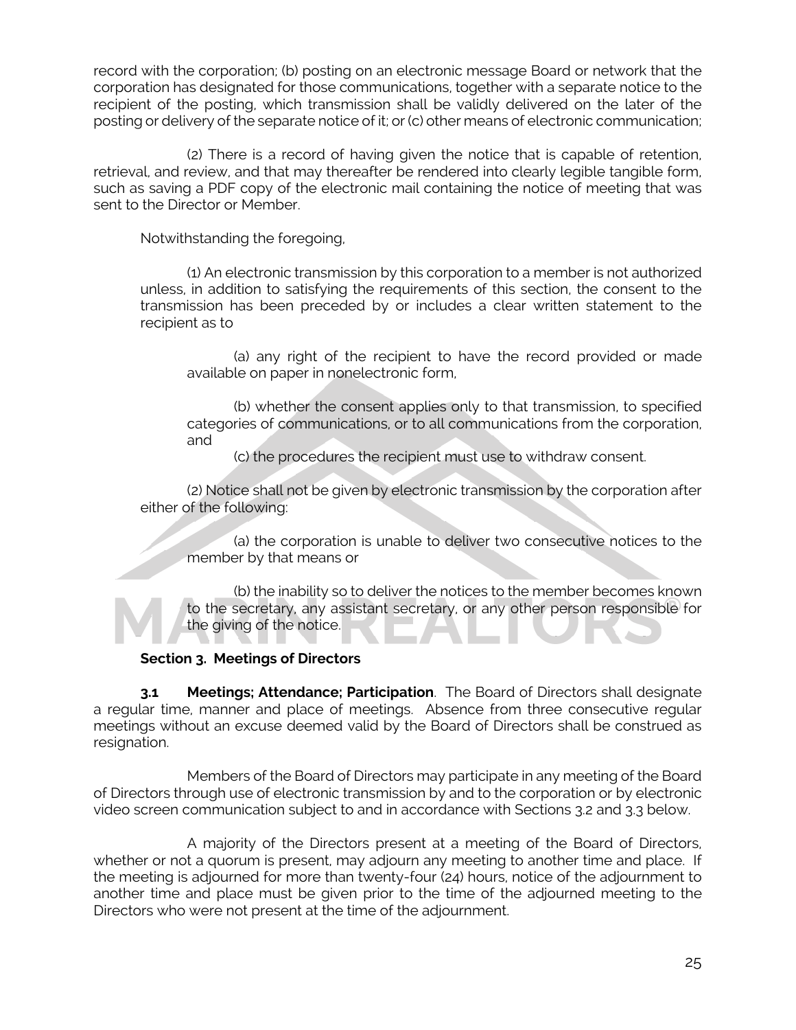record with the corporation; (b) posting on an electronic message Board or network that the corporation has designated for those communications, together with a separate notice to the recipient of the posting, which transmission shall be validly delivered on the later of the posting or delivery of the separate notice of it; or (c) other means of electronic communication;

(2) There is a record of having given the notice that is capable of retention, retrieval, and review, and that may thereafter be rendered into clearly legible tangible form, such as saving a PDF copy of the electronic mail containing the notice of meeting that was sent to the Director or Member.

Notwithstanding the foregoing,

(1) An electronic transmission by this corporation to a member is not authorized unless, in addition to satisfying the requirements of this section, the consent to the transmission has been preceded by or includes a clear written statement to the recipient as to

(a) any right of the recipient to have the record provided or made available on paper in nonelectronic form,

(b) whether the consent applies only to that transmission, to specified categories of communications, or to all communications from the corporation, and

(c) the procedures the recipient must use to withdraw consent.

(2) Notice shall not be given by electronic transmission by the corporation after either of the following:

(a) the corporation is unable to deliver two consecutive notices to the member by that means or

(b) the inability so to deliver the notices to the member becomes known to the secretary, any assistant secretary, or any other person responsible for the giving of the notice.

**Section 3. Meetings of Directors**

**3.1 Meetings; Attendance; Participation**. The Board of Directors shall designate a regular time, manner and place of meetings. Absence from three consecutive regular meetings without an excuse deemed valid by the Board of Directors shall be construed as resignation.

Members of the Board of Directors may participate in any meeting of the Board of Directors through use of electronic transmission by and to the corporation or by electronic video screen communication subject to and in accordance with Sections 3.2 and 3.3 below.

A majority of the Directors present at a meeting of the Board of Directors, whether or not a quorum is present, may adjourn any meeting to another time and place. If the meeting is adjourned for more than twenty-four (24) hours, notice of the adjournment to another time and place must be given prior to the time of the adjourned meeting to the Directors who were not present at the time of the adjournment.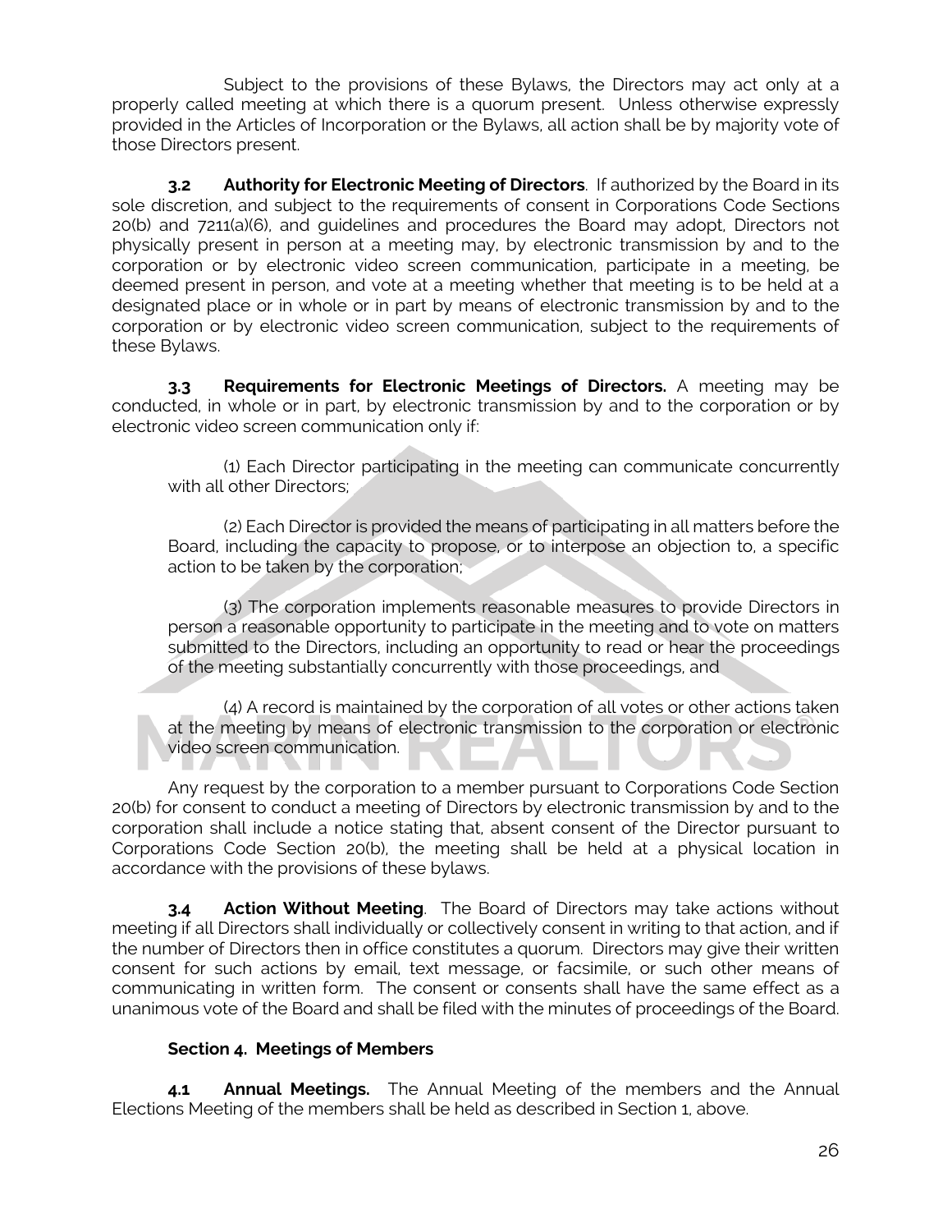Subject to the provisions of these Bylaws, the Directors may act only at a properly called meeting at which there is a quorum present. Unless otherwise expressly provided in the Articles of Incorporation or the Bylaws, all action shall be by majority vote of those Directors present.

**3.2 Authority for Electronic Meeting of Directors**. If authorized by the Board in its sole discretion, and subject to the requirements of consent in Corporations Code Sections 20(b) and 7211(a)(6), and guidelines and procedures the Board may adopt, Directors not physically present in person at a meeting may, by electronic transmission by and to the corporation or by electronic video screen communication, participate in a meeting, be deemed present in person, and vote at a meeting whether that meeting is to be held at a designated place or in whole or in part by means of electronic transmission by and to the corporation or by electronic video screen communication, subject to the requirements of these Bylaws.

**3.3 Requirements for Electronic Meetings of Directors.** A meeting may be conducted, in whole or in part, by electronic transmission by and to the corporation or by electronic video screen communication only if:

(1) Each Director participating in the meeting can communicate concurrently with all other Directors;

(2) Each Director is provided the means of participating in all matters before the Board, including the capacity to propose, or to interpose an objection to, a specific action to be taken by the corporation;

(3) The corporation implements reasonable measures to provide Directors in person a reasonable opportunity to participate in the meeting and to vote on matters submitted to the Directors, including an opportunity to read or hear the proceedings of the meeting substantially concurrently with those proceedings, and

(4) A record is maintained by the corporation of all votes or other actions taken at the meeting by means of electronic transmission to the corporation or electronic video screen communication.

Any request by the corporation to a member pursuant to Corporations Code Section 20(b) for consent to conduct a meeting of Directors by electronic transmission by and to the corporation shall include a notice stating that, absent consent of the Director pursuant to Corporations Code Section 20(b), the meeting shall be held at a physical location in accordance with the provisions of these bylaws.

**3.4 Action Without Meeting**. The Board of Directors may take actions without meeting if all Directors shall individually or collectively consent in writing to that action, and if the number of Directors then in office constitutes a quorum. Directors may give their written consent for such actions by email, text message, or facsimile, or such other means of communicating in written form. The consent or consents shall have the same effect as a unanimous vote of the Board and shall be filed with the minutes of proceedings of the Board.

**Section 4. Meetings of Members**

**4.1 Annual Meetings.** The Annual Meeting of the members and the Annual Elections Meeting of the members shall be held as described in Section 1, above.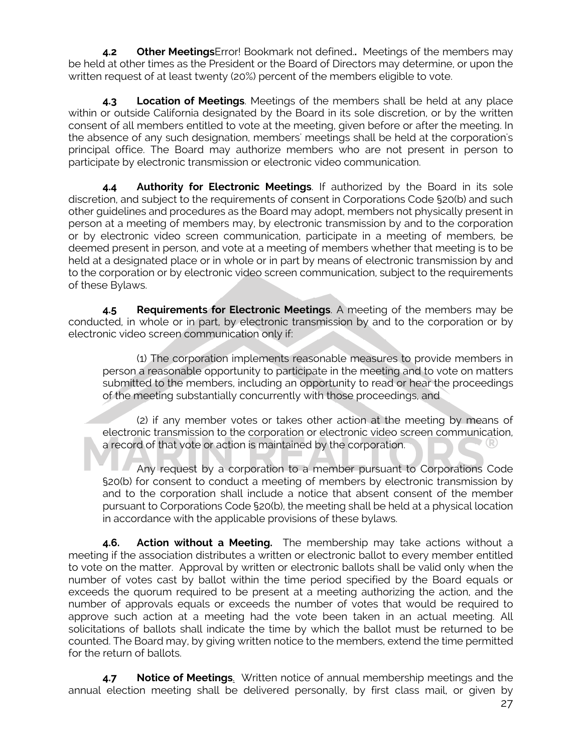**4.2 Other Meetings**Error! Bookmark not defined.**.** Meetings of the members may be held at other times as the President or the Board of Directors may determine, or upon the written request of at least twenty (20%) percent of the members eligible to vote.

**4.3 Location of Meetings**. Meetings of the members shall be held at any place within or outside California designated by the Board in its sole discretion, or by the written consent of all members entitled to vote at the meeting, given before or after the meeting. In the absence of any such designation, members' meetings shall be held at the corporation's principal office. The Board may authorize members who are not present in person to participate by electronic transmission or electronic video communication.

**4.4 Authority for Electronic Meetings**. If authorized by the Board in its sole discretion, and subject to the requirements of consent in Corporations Code §20(b) and such other guidelines and procedures as the Board may adopt, members not physically present in person at a meeting of members may, by electronic transmission by and to the corporation or by electronic video screen communication, participate in a meeting of members, be deemed present in person, and vote at a meeting of members whether that meeting is to be held at a designated place or in whole or in part by means of electronic transmission by and to the corporation or by electronic video screen communication, subject to the requirements of these Bylaws.

**4.5 Requirements for Electronic Meetings**. A meeting of the members may be conducted, in whole or in part, by electronic transmission by and to the corporation or by electronic video screen communication only if:

(1) The corporation implements reasonable measures to provide members in person a reasonable opportunity to participate in the meeting and to vote on matters submitted to the members, including an opportunity to read or hear the proceedings of the meeting substantially concurrently with those proceedings, and

(2) if any member votes or takes other action at the meeting by means of electronic transmission to the corporation or electronic video screen communication, a record of that vote or action is maintained by the corporation.

Any request by a corporation to a member pursuant to Corporations Code §20(b) for consent to conduct a meeting of members by electronic transmission by and to the corporation shall include a notice that absent consent of the member pursuant to Corporations Code §20(b), the meeting shall be held at a physical location in accordance with the applicable provisions of these bylaws.

**4.6. Action without a Meeting.** The membership may take actions without a meeting if the association distributes a written or electronic ballot to every member entitled to vote on the matter. Approval by written or electronic ballots shall be valid only when the number of votes cast by ballot within the time period specified by the Board equals or exceeds the quorum required to be present at a meeting authorizing the action, and the number of approvals equals or exceeds the number of votes that would be required to approve such action at a meeting had the vote been taken in an actual meeting. All solicitations of ballots shall indicate the time by which the ballot must be returned to be counted. The Board may, by giving written notice to the members, extend the time permitted for the return of ballots.

**4.7 Notice of Meetings**. Written notice of annual membership meetings and the annual election meeting shall be delivered personally, by first class mail, or given by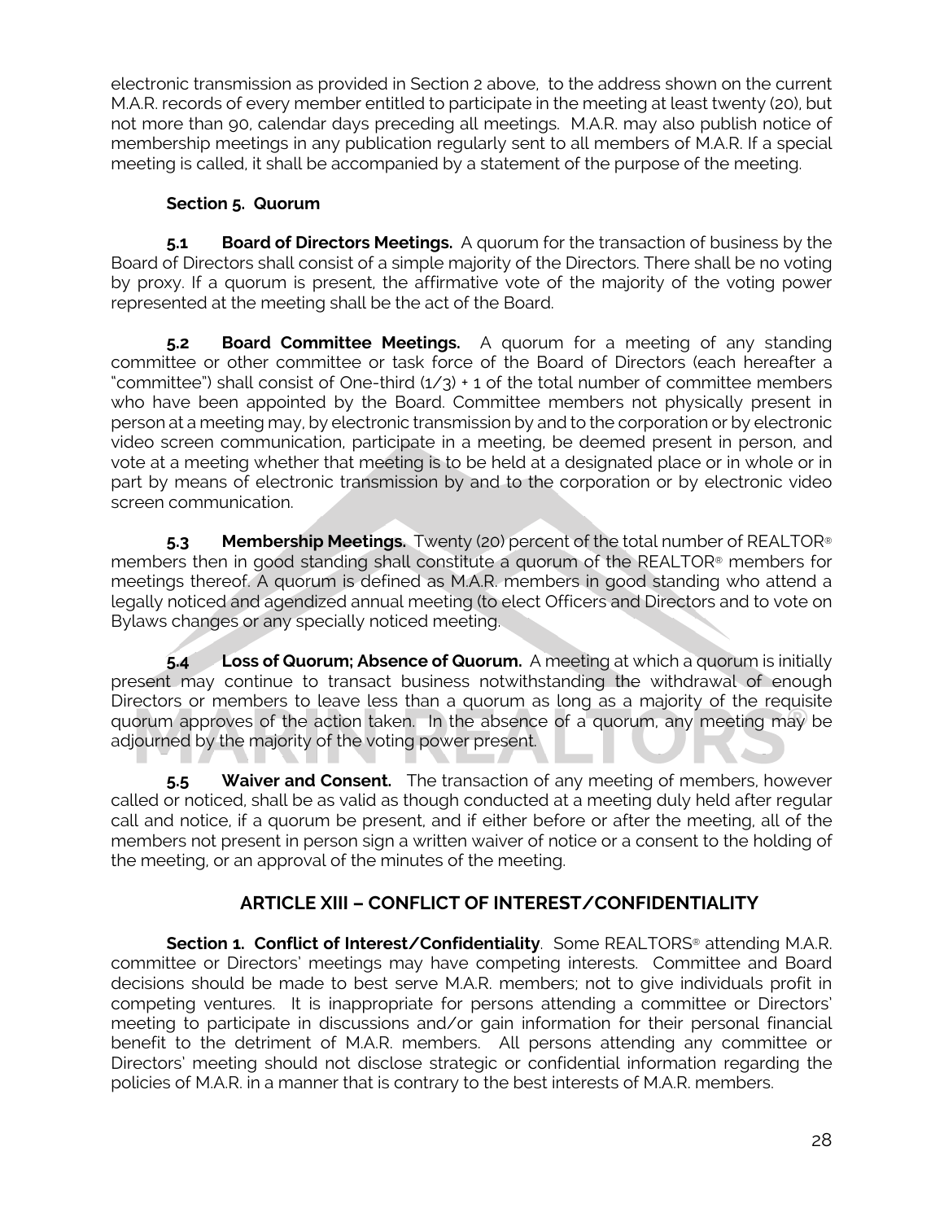electronic transmission as provided in Section 2 above, to the address shown on the current M.A.R. records of every member entitled to participate in the meeting at least twenty (20), but not more than 90, calendar days preceding all meetings. M.A.R. may also publish notice of membership meetings in any publication regularly sent to all members of M.A.R. If a special meeting is called, it shall be accompanied by a statement of the purpose of the meeting.

**Section 5. Quorum**

**5.1 Board of Directors Meetings.** A quorum for the transaction of business by the Board of Directors shall consist of a simple majority of the Directors. There shall be no voting by proxy. If a quorum is present, the affirmative vote of the majority of the voting power represented at the meeting shall be the act of the Board.

**5.2 Board Committee Meetings.** A quorum for a meeting of any standing committee or other committee or task force of the Board of Directors (each hereafter a "committee") shall consist of One-third (1/3) + 1 of the total number of committee members who have been appointed by the Board. Committee members not physically present in person at a meeting may, by electronic transmission by and to the corporation or by electronic video screen communication, participate in a meeting, be deemed present in person, and vote at a meeting whether that meeting is to be held at a designated place or in whole or in part by means of electronic transmission by and to the corporation or by electronic video screen communication.

**5.3 Membership Meetings.** Twenty (20) percent of the total number of REALTOR® members then in good standing shall constitute a quorum of the REALTOR® members for meetings thereof. A quorum is defined as M.A.R. members in good standing who attend a legally noticed and agendized annual meeting (to elect Officers and Directors and to vote on Bylaws changes or any specially noticed meeting.

**5.4 Loss of Quorum; Absence of Quorum.** A meeting at which a quorum is initially present may continue to transact business notwithstanding the withdrawal of enough Directors or members to leave less than a quorum as long as a majority of the requisite quorum approves of the action taken. In the absence of a quorum, any meeting may be adjourned by the majority of the voting power present.

**5.5 Waiver and Consent.** The transaction of any meeting of members, however called or noticed, shall be as valid as though conducted at a meeting duly held after regular call and notice, if a quorum be present, and if either before or after the meeting, all of the members not present in person sign a written waiver of notice or a consent to the holding of the meeting, or an approval of the minutes of the meeting.

## ARTICLE XIII – CONFLICT OF INTEREST/CONFIDENTIALITY

**Section 1. Conflict of Interest/Confidentiality**. Some REALTORS® attending M.A.R. committee or Directors' meetings may have competing interests. Committee and Board decisions should be made to best serve M.A.R. members; not to give individuals profit in competing ventures. It is inappropriate for persons attending a committee or Directors' meeting to participate in discussions and/or gain information for their personal financial benefit to the detriment of M.A.R. members. All persons attending any committee or Directors' meeting should not disclose strategic or confidential information regarding the policies of M.A.R. in a manner that is contrary to the best interests of M.A.R. members.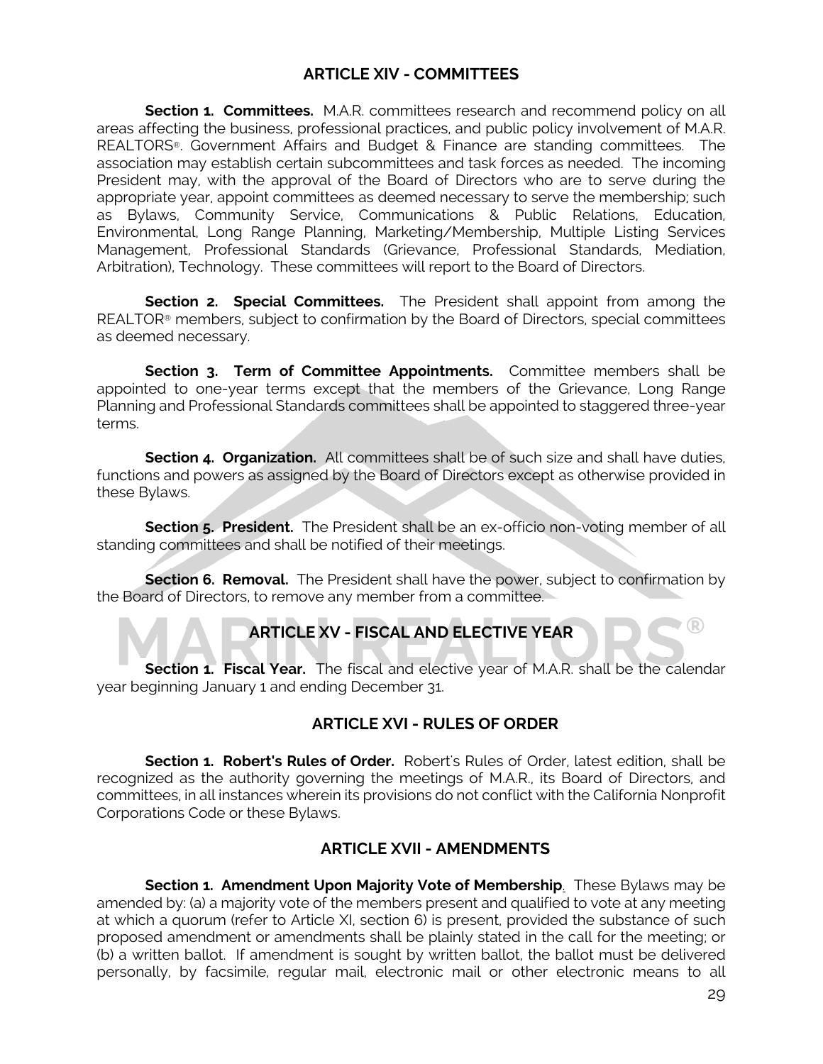## ARTICLE XIV - COMMITTEES

**Section 1. Committees.** M.A.R. committees research and recommend policy on all areas affecting the business, professional practices, and public policy involvement of M.A.R. REALTORS®. Government Affairs and Budget & Finance are standing committees. The association may establish certain subcommittees and task forces as needed. The incoming President may, with the approval of the Board of Directors who are to serve during the appropriate year, appoint committees as deemed necessary to serve the membership; such as Bylaws, Community Service, Communications & Public Relations, Education, Environmental, Long Range Planning, Marketing/Membership, Multiple Listing Services Management, Professional Standards (Grievance, Professional Standards, Mediation, Arbitration), Technology. These committees will report to the Board of Directors.

**Section 2. Special Committees.** The President shall appoint from among the REALTOR® members, subject to confirmation by the Board of Directors, special committees as deemed necessary.

**Section 3. Term of Committee Appointments.** Committee members shall be appointed to one-year terms except that the members of the Grievance, Long Range Planning and Professional Standards committees shall be appointed to staggered three-year terms.

**Section 4. Organization.** All committees shall be of such size and shall have duties, functions and powers as assigned by the Board of Directors except as otherwise provided in these Bylaws.

**Section 5. President.** The President shall be an ex-officio non-voting member of all standing committees and shall be notified of their meetings.

**Section 6. Removal.** The President shall have the power, subject to confirmation by the Board of Directors, to remove any member from a committee.

## ARTICLE XV - FISCAL AND ELECTIVE YEAR

**Section 1. Fiscal Year.** The fiscal and elective year of M.A.R. shall be the calendar year beginning January 1 and ending December 31.

## ARTICLE XVI - RULES OF ORDER

**Section 1. Robert's Rules of Order.** Robert's Rules of Order, latest edition, shall be recognized as the authority governing the meetings of M.A.R., its Board of Directors, and committees, in all instances wherein its provisions do not conflict with the California Nonprofit Corporations Code or these Bylaws.

## ARTICLE XVII - AMENDMENTS

**Section 1. Amendment Upon Majority Vote of Membership.** These Bylaws may be amended by: (a) a majority vote of the members present and qualified to vote at any meeting at which a quorum (refer to Article XI, section 6) is present, provided the substance of such proposed amendment or amendments shall be plainly stated in the call for the meeting; or (b) a written ballot. If amendment is sought by written ballot, the ballot must be delivered personally, by facsimile, regular mail, electronic mail or other electronic means to all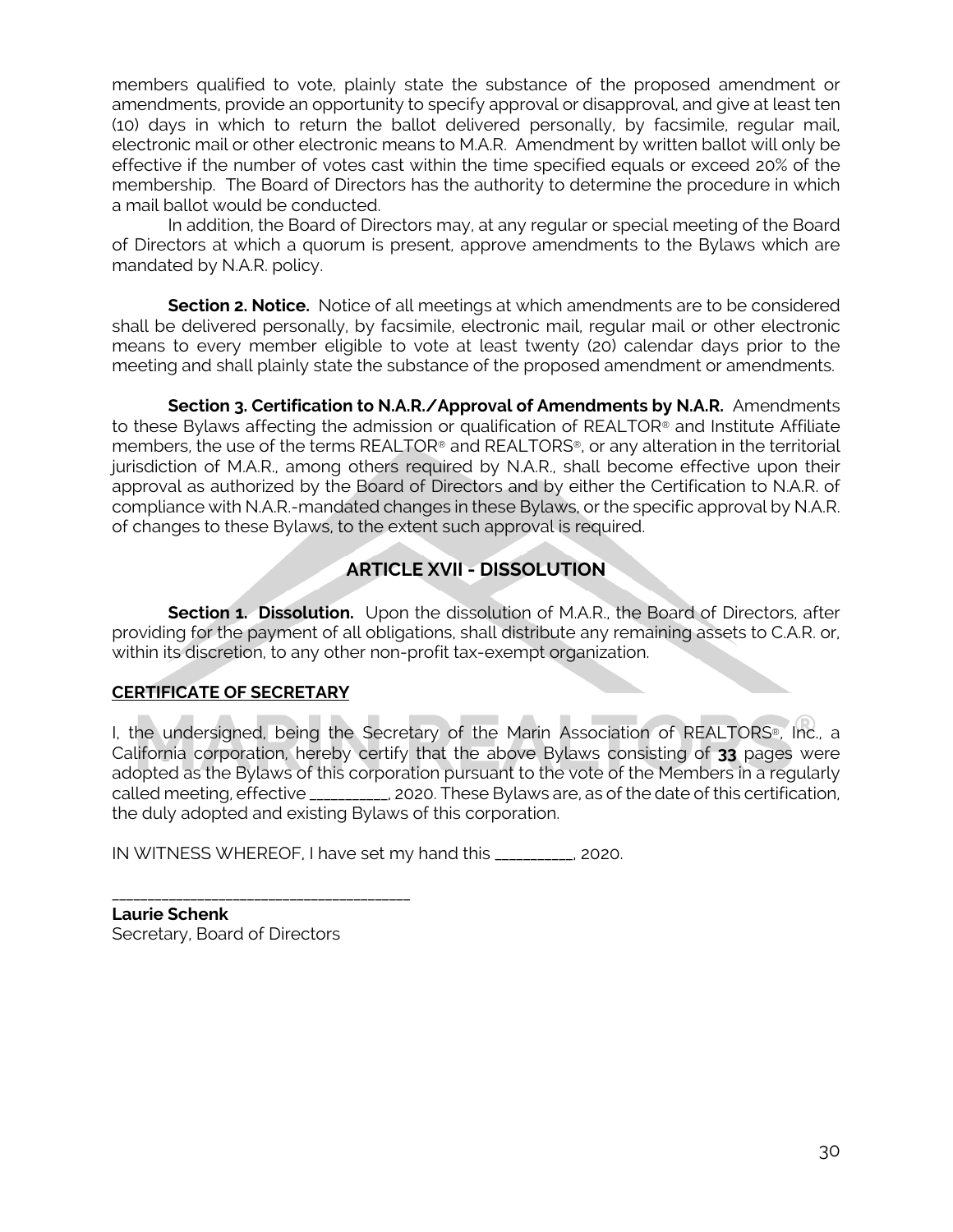members qualified to vote, plainly state the substance of the proposed amendment or amendments, provide an opportunity to specify approval or disapproval, and give at least ten (10) days in which to return the ballot delivered personally, by facsimile, regular mail, electronic mail or other electronic means to M.A.R. Amendment by written ballot will only be effective if the number of votes cast within the time specified equals or exceed 20% of the membership. The Board of Directors has the authority to determine the procedure in which a mail ballot would be conducted.

In addition, the Board of Directors may, at any regular or special meeting of the Board of Directors at which a quorum is present, approve amendments to the Bylaws which are mandated by N.A.R. policy.

**Section 2. Notice.** Notice of all meetings at which amendments are to be considered shall be delivered personally, by facsimile, electronic mail, regular mail or other electronic means to every member eligible to vote at least twenty (20) calendar days prior to the meeting and shall plainly state the substance of the proposed amendment or amendments.

**Section 3. Certification to N.A.R./Approval of Amendments by N.A.R.** Amendments to these Bylaws affecting the admission or qualification of REALTOR® and Institute Affiliate members, the use of the terms REALTOR® and REALTORS®, or any alteration in the territorial jurisdiction of M.A.R., among others required by N.A.R., shall become effective upon their approval as authorized by the Board of Directors and by either the Certification to N.A.R. of compliance with N.A.R.-mandated changes in these Bylaws, or the specific approval by N.A.R. of changes to these Bylaws, to the extent such approval is required.

## ARTICLE XVII - DISSOLUTION

**Section 1. Dissolution.** Upon the dissolution of M.A.R., the Board of Directors, after providing for the payment of all obligations, shall distribute any remaining assets to C.A.R. or, within its discretion, to any other non-profit tax-exempt organization.

**CERTIFICATE OF SECRETARY**

I, the undersigned, being the Secretary of the Marin Association of REALTORS®, Inc., a California corporation, hereby certify that the above Bylaws consisting of **33** pages were adopted as the Bylaws of this corporation pursuant to the vote of the Members in a regularly called meeting, effective __________, 2020. These Bylaws are, as of the date of this certification, the duly adopted and existing Bylaws of this corporation.

IN WITNESS WHEREOF, I have set my hand this __________, 2020.

_____________________________________

**Laurie Schenk**
Secretary, Board of Directors